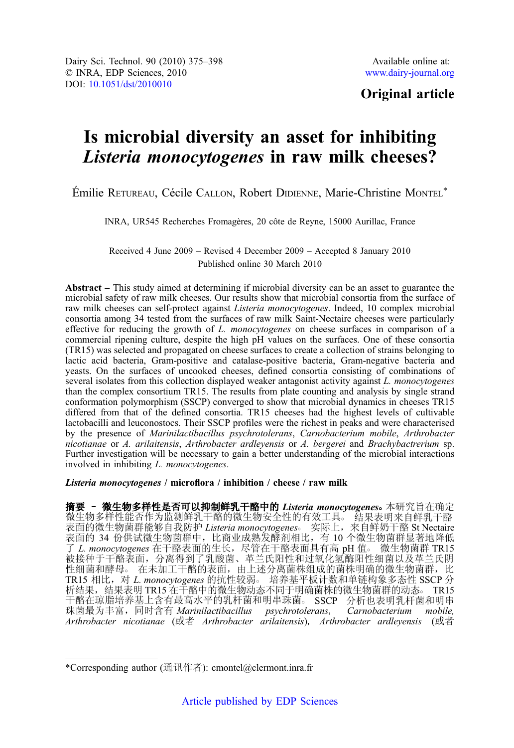Dairy Sci. Technol. 90 (2010) 375–398
© INRA, EDP Sciences, 2010
DOI: 10.1051/dst/2010010

Available online at:
www.dairy-journal.org

**Original article**

# Is microbial diversity an asset for inhibiting *Listeria monocytogenes* in raw milk cheeses?

Émilie Retureau, Cécile Callon, Robert Didienne, Marie-Christine Montel*

INRA, UR545 Recherches Fromagères, 20 côte de Reyne, 15000 Aurillac, France

Received 4 June 2009 – Revised 4 December 2009 – Accepted 8 January 2010
Published online 30 March 2010

**Abstract** – This study aimed at determining if microbial diversity can be an asset to guarantee the microbial safety of raw milk cheeses. Our results show that microbial consortia from the surface of raw milk cheeses can self-protect against *Listeria monocytogenes*. Indeed, 10 complex microbial consortia among 34 tested from the surfaces of raw milk Saint-Nectaire cheeses were particularly effective for reducing the growth of *L. monocytogenes* on cheese surfaces in comparison of a commercial ripening culture, despite the high pH values on the surfaces. One of these consortia (TR15) was selected and propagated on cheese surfaces to create a collection of strains belonging to lactic acid bacteria, Gram-positive and catalase-positive bacteria, Gram-negative bacteria and yeasts. On the surfaces of uncooked cheeses, defined consortia consisting of combinations of several isolates from this collection displayed weaker antagonist activity against *L. monocytogenes* than the complex consortium TR15. The results from plate counting and analysis by single strand conformation polymorphism (SSCP) converged to show that microbial dynamics in cheeses TR15 differed from that of the defined consortia. TR15 cheeses had the highest levels of cultivable lactobacilli and leuconostocs. Their SSCP profiles were the richest in peaks and were characterised by the presence of *Marinilactibacillus psychrotolerans*, *Carnobacterium mobile*, *Arthrobacter nicotianae* or *A. arilaitensis*, *Arthrobacter ardleyensis* or *A. bergerei* and *Brachybactrium* sp. Further investigation will be necessary to gain a better understanding of the microbial interactions involved in inhibiting *L. monocytogenes*.

***Listeria monocytogenes* / microflora / inhibition / cheese / raw milk**

**摘要 – 微生物多样性是否可以抑制鲜乳干酪中的 *Listeria monocytogenes*。**本研究旨在确定微生物多样性能否作为监测鲜乳干酪的微生物安全性的有效工具。结果表明来自鲜乳干酪表面的微生物菌群能够自我防护 *Listeria monocytogenes*。实际上，来自鲜奶干酪 St Nectaire 表面的 34 份供试微生物菌群中，比商业成熟发酵剂相比，有 10 个微生物菌群显著地降低了 *L. monocytogenes* 在干酪表面的生长，尽管在干酪表面具有高 pH 值。微生物菌群 TR15 被接种于干酪表面，分离得到了乳酸菌、革兰氏阳性和过氧化氢酶阳性细菌以及革兰氏阴性细菌和酵母。在未加工干酪的表面，由上述分离菌株组成的菌株明确的微生物菌群，比 TR15 相比，对 *L. monocytogenes* 的抗性较弱。培养基平板计数和单链构象多态性 SSCP 分析结果，结果表明 TR15 在干酪中的微生物动态不同于明确菌株的微生物菌群的动态。TR15 干酪在琼脂培养基上含有最高水平的乳杆菌和明串珠菌。SSCP 分析也表明乳杆菌和明串珠菌最为丰富，同时含有 *Marinilactibacillus psychrotolerans*, *Carnobacterium mobile*, *Arthrobacter nicotianae* (或者 *Arthrobacter arilaitensis*), *Arthrobacter ardleyensis* (或者

*Corresponding author (通讯作者): cmontel@clermont.inra.fr

Article published by EDP Sciences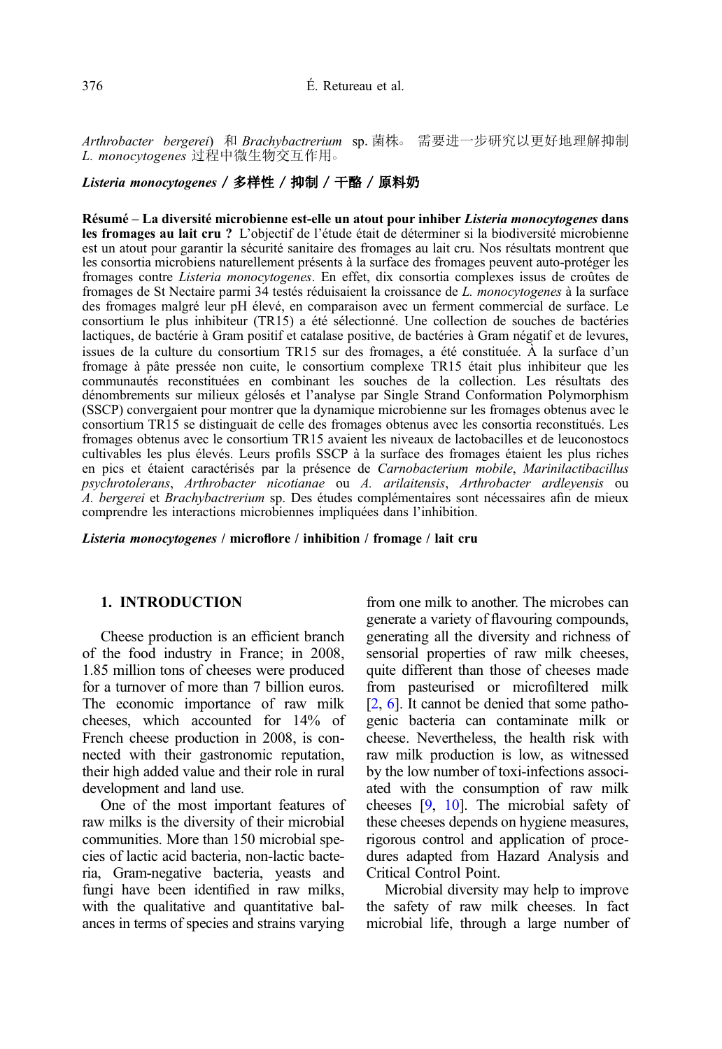*Arthrobacter bergerei*) 和 *Brachybactrerium* sp. 菌株。 需要进一步研究以更好地理解抑制 *L. monocytogenes* 过程中微生物交互作用。

***Listeria monocytogenes* / 多样性 / 抑制 / 干酪 / 原料奶**

**Résumé – La diversité microbienne est-elle un atout pour inhiber *Listeria monocytogenes* dans les fromages au lait cru ?** L'objectif de l'étude était de déterminer si la biodiversité microbienne est un atout pour garantir la sécurité sanitaire des fromages au lait cru. Nos résultats montrent que les consortia microbiens naturellement présents à la surface des fromages peuvent auto-protéger les fromages contre *Listeria monocytogenes*. En effet, dix consortia complexes issus de croûtes de fromages de St Nectaire parmi 34 testés réduisaient la croissance de *L. monocytogenes* à la surface des fromages malgré leur pH élevé, en comparaison avec un ferment commercial de surface. Le consortium le plus inhibiteur (TR15) a été sélectionné. Une collection de souches de bactéries lactiques, de bactérie à Gram positif et catalase positive, de bactéries à Gram négatif et de levures, issues de la culture du consortium TR15 sur des fromages, a été constituée. À la surface d'un fromage à pâte pressée non cuite, le consortium complexe TR15 était plus inhibiteur que les communautés reconstituées en combinant les souches de la collection. Les résultats des dénombrements sur milieux gélosés et l'analyse par Single Strand Conformation Polymorphism (SSCP) convergeaient pour montrer que la dynamique microbienne sur les fromages obtenus avec le consortium TR15 se distinguait de celle des fromages obtenus avec les consortia reconstitués. Les fromages obtenus avec le consortium TR15 avaient les niveaux de lactobacilles et de leuconostocs cultivables les plus élevés. Leurs profils SSCP à la surface des fromages étaient les plus riches en pics et étaient caractérisés par la présence de *Carnobacterium mobile*, *Marinilactibacillus psychrotolerans*, *Arthrobacter nicotianae* ou *A. arilaitensis*, *Arthrobacter ardleyensis* ou *A. bergerei* et *Brachybactrerium* sp. Des études complémentaires sont nécessaires afin de mieux comprendre les interactions microbiennes impliquées dans l'inhibition.

***Listeria monocytogenes* / microflore / inhibition / fromage / lait cru**

## 1. INTRODUCTION

Cheese production is an efficient branch of the food industry in France; in 2008, 1.85 million tons of cheeses were produced for a turnover of more than 7 billion euros. The economic importance of raw milk cheeses, which accounted for 14% of French cheese production in 2008, is connected with their gastronomic reputation, their high added value and their role in rural development and land use.

One of the most important features of raw milks is the diversity of their microbial communities. More than 150 microbial species of lactic acid bacteria, non-lactic bacteria, Gram-negative bacteria, yeasts and fungi have been identified in raw milks, with the qualitative and quantitative balances in terms of species and strains varying from one milk to another. The microbes can generate a variety of flavouring compounds, generating all the diversity and richness of sensorial properties of raw milk cheeses, quite different than those of cheeses made from pasteurised or microfiltered milk [2, 6]. It cannot be denied that some pathogenic bacteria can contaminate milk or cheese. Nevertheless, the health risk with raw milk production is low, as witnessed by the low number of toxi-infections associated with the consumption of raw milk cheeses [9, 10]. The microbial safety of these cheeses depends on hygiene measures, rigorous control and application of procedures adapted from Hazard Analysis and Critical Control Point.

Microbial diversity may help to improve the safety of raw milk cheeses. In fact microbial life, through a large number of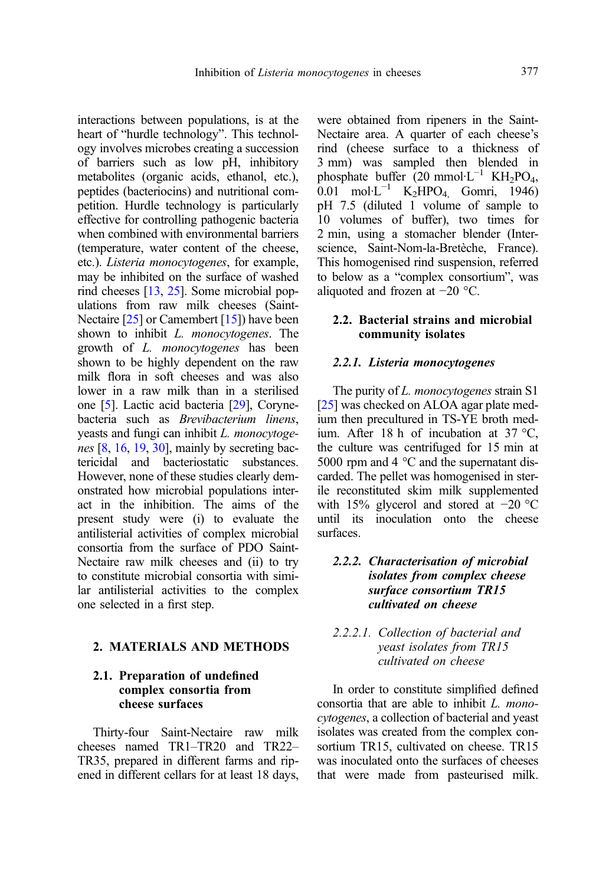interactions between populations, is at the heart of "hurdle technology". This technology involves microbes creating a succession of barriers such as low pH, inhibitory metabolites (organic acids, ethanol, etc.), peptides (bacteriocins) and nutritional competition. Hurdle technology is particularly effective for controlling pathogenic bacteria when combined with environmental barriers (temperature, water content of the cheese, etc.). *Listeria monocytogenes*, for example, may be inhibited on the surface of washed rind cheeses [13, 25]. Some microbial populations from raw milk cheeses (Saint-Nectaire [25] or Camembert [15]) have been shown to inhibit *L. monocytogenes*. The growth of *L. monocytogenes* has been shown to be highly dependent on the raw milk flora in soft cheeses and was also lower in a raw milk than in a sterilised one [5]. Lactic acid bacteria [29], Corynebacteria such as *Brevibacterium linens*, yeasts and fungi can inhibit *L. monocytogenes* [8, 16, 19, 30], mainly by secreting bactericidal and bacteriostatic substances. However, none of these studies clearly demonstrated how microbial populations interact in the inhibition. The aims of the present study were (i) to evaluate the antilisterial activities of complex microbial consortia from the surface of PDO Saint-Nectaire raw milk cheeses and (ii) to try to constitute microbial consortia with similar antilisterial activities to the complex one selected in a first step.

## 2. MATERIALS AND METHODS

### 2.1. Preparation of undefined complex consortia from cheese surfaces

Thirty-four Saint-Nectaire raw milk cheeses named TR1–TR20 and TR22–TR35, prepared in different farms and ripened in different cellars for at least 18 days, were obtained from ripeners in the Saint-Nectaire area. A quarter of each cheese's rind (cheese surface to a thickness of 3 mm) was sampled then blended in phosphate buffer (20 mmol·L$^{-1}$ $KH_2PO_4$, 0.01 mol·L$^{-1}$ $K_2HPO_4$, Gomri, 1946) pH 7.5 (diluted 1 volume of sample to 10 volumes of buffer), two times for 2 min, using a stomacher blender (Interscience, Saint-Nom-la-Bretèche, France). This homogenised rind suspension, referred to below as a "complex consortium", was aliquoted and frozen at −20 °C.

### 2.2. Bacterial strains and microbial community isolates

#### 2.2.1. *Listeria monocytogenes*

The purity of *L. monocytogenes* strain S1 [25] was checked on ALOA agar plate medium then precultured in TS-YE broth medium. After 18 h of incubation at 37 °C, the culture was centrifuged for 15 min at 5000 rpm and 4 °C and the supernatant discarded. The pellet was homogenised in sterile reconstituted skim milk supplemented with 15% glycerol and stored at −20 °C until its inoculation onto the cheese surfaces.

#### 2.2.2. *Characterisation of microbial isolates from complex cheese surface consortium TR15 cultivated on cheese*

##### 2.2.2.1. *Collection of bacterial and yeast isolates from TR15 cultivated on cheese*

In order to constitute simplified defined consortia that are able to inhibit *L. monocytogenes*, a collection of bacterial and yeast isolates was created from the complex consortium TR15, cultivated on cheese. TR15 was inoculated onto the surfaces of cheeses that were made from pasteurised milk.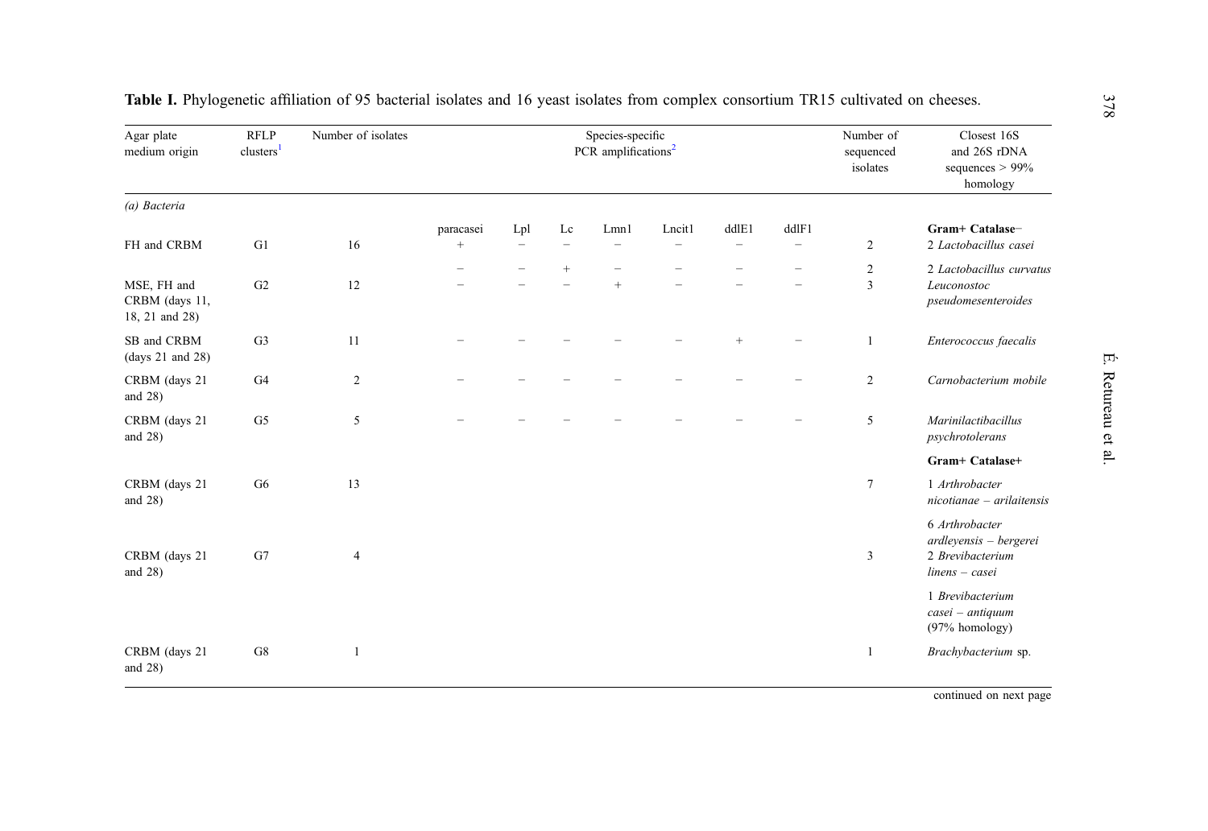**Table I.** Phylogenetic affiliation of 95 bacterial isolates and 16 yeast isolates from complex consortium TR15 cultivated on cheeses.

| Agar plate medium origin | RFLP clusters[1] | Number of isolates | Species-specific PCR amplifications[2] | | | | | | | Number of sequenced isolates | Closest 16S and 26S rDNA sequences > 99% homology |
|---|---|---|---|---|---|---|---|---|---|---|---|
| *(a) Bacteria* | | | | | | | | | | | |
| | | | paracasei | Lpl | Lc | Lmn1 | Lncit1 | ddlE1 | ddlF1 | | **Gram+ Catalase−** |
| FH and CRBM | G1 | 16 | + | − | − | − | − | − | − | 2 | 2 *Lactobacillus casei* |
| | | | − | − | + | − | − | − | − | 2 | 2 *Lactobacillus curvatus* |
| MSE, FH and CRBM (days 11, 18, 21 and 28) | G2 | 12 | − | − | − | + | − | − | − | 3 | *Leuconostoc pseudomesenteroides* |
| SB and CRBM (days 21 and 28) | G3 | 11 | − | − | − | − | − | + | − | 1 | *Enterococcus faecalis* |
| CRBM (days 21 and 28) | G4 | 2 | − | − | − | − | − | − | − | 2 | *Carnobacterium mobile* |
| CRBM (days 21 and 28) | G5 | 5 | − | − | − | − | − | − | − | 5 | *Marinilactibacillus psychrotolerans* |
| | | | | | | | | | | | **Gram+ Catalase+** |
| CRBM (days 21 and 28) | G6 | 13 | | | | | | | | 7 | 1 *Arthrobacter nicotianae – arilaitensis* |
| | | | | | | | | | | | 6 *Arthrobacter ardleyensis – bergerei* |
| CRBM (days 21 and 28) | G7 | 4 | | | | | | | | 3 | 2 *Brevibacterium linens – casei* |
| | | | | | | | | | | | 1 *Brevibacterium casei – antiquum* (97% homology) |
| CRBM (days 21 and 28) | G8 | 1 | | | | | | | | 1 | *Brachybacterium* sp. |

continued on next page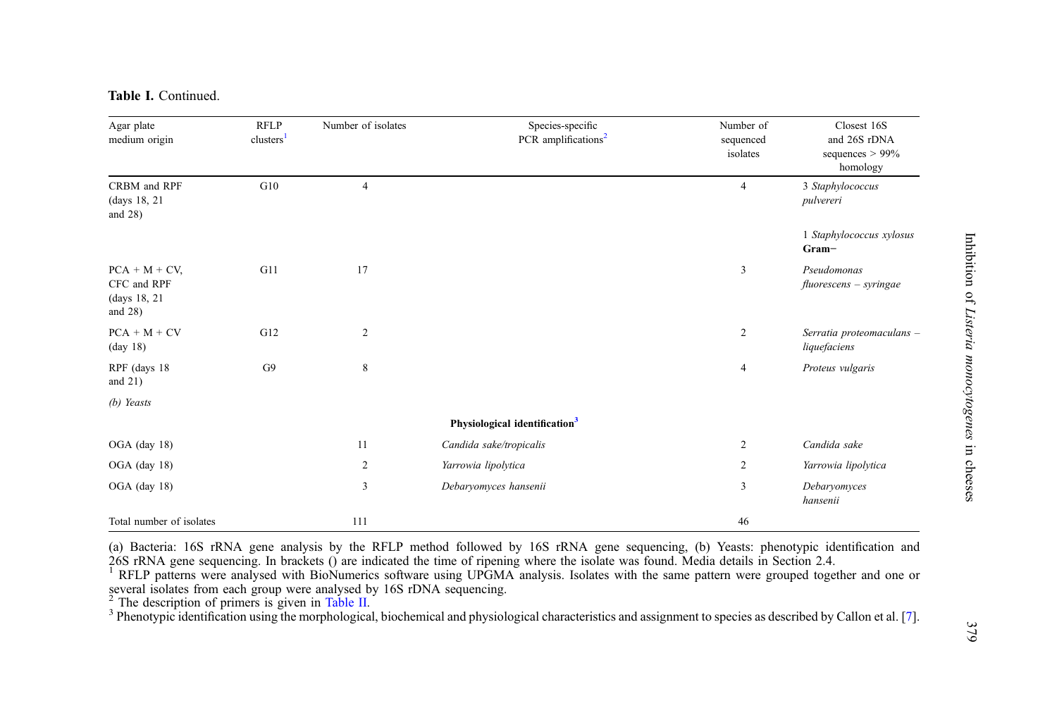**Table I.** Continued.

| Agar plate medium origin | RFLP clusters[1] | Number of isolates | Species-specific PCR amplifications[2] | Number of sequenced isolates | Closest 16S and 26S rDNA sequences > 99% homology |
|---|---|---|---|---|---|
| CRBM and RPF (days 18, 21 and 28) | G10 | 4 | | 4 | 3 *Staphylococcus pulvereri* |
| | | | | | 1 *Staphylococcus xylosus* |
| | | | | | **Gram−** |
| PCA + M + CV, CFC and RPF (days 18, 21 and 28) | G11 | 17 | | 3 | *Pseudomonas fluorescens – syringae* |
| PCA + M + CV (day 18) | G12 | 2 | | 2 | *Serratia proteomaculans – liquefaciens* |
| RPF (days 18 and 21) | G9 | 8 | | 4 | *Proteus vulgaris* |
| *(b) Yeasts* | | | | | |
| | | | **Physiological identification[3]** | | |
| OGA (day 18) | | 11 | *Candida sake/tropicalis* | 2 | *Candida sake* |
| OGA (day 18) | | 2 | *Yarrowia lipolytica* | 2 | *Yarrowia lipolytica* |
| OGA (day 18) | | 3 | *Debaryomyces hansenii* | 3 | *Debaryomyces hansenii* |
| Total number of isolates | | 111 | | 46 | |

(a) Bacteria: 16S rRNA gene analysis by the RFLP method followed by 16S rRNA gene sequencing, (b) Yeasts: phenotypic identification and 26S rRNA gene sequencing. In brackets () are indicated the time of ripening where the isolate was found. Media details in Section 2.4.

[1] RFLP patterns were analysed with BioNumerics software using UPGMA analysis. Isolates with the same pattern were grouped together and one or several isolates from each group were analysed by 16S rDNA sequencing.

[2] The description of primers is given in Table II.

[3] Phenotypic identification using the morphological, biochemical and physiological characteristics and assignment to species as described by Callon et al. [7].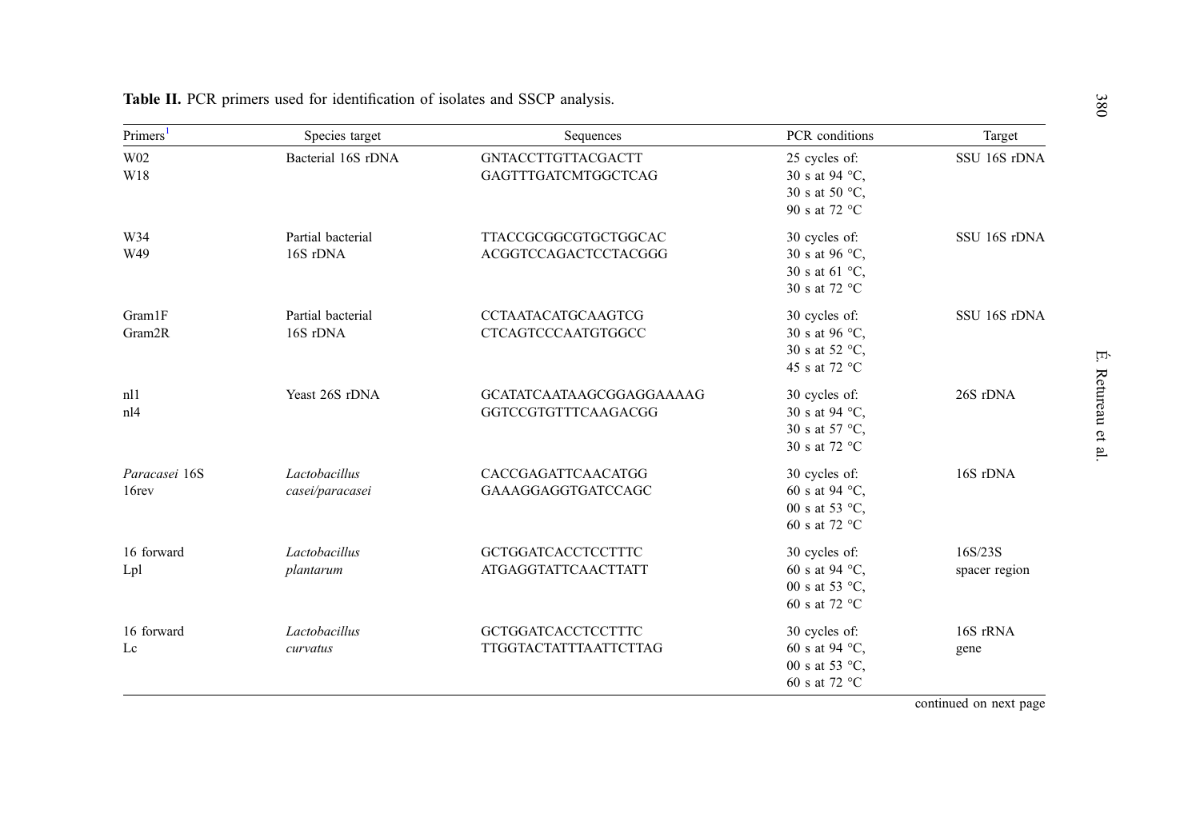**Table II.** PCR primers used for identification of isolates and SSCP analysis.

| Primers[1] | Species target | Sequences | PCR conditions | Target |
|---|---|---|---|---|
| W02<br>W18 | Bacterial 16S rDNA | GNTACCTTGTTACGACTT<br>GAGTTTGATCMTGGCTCAG | 25 cycles of:<br>30 s at 94 °C,<br>30 s at 50 °C,<br>90 s at 72 °C | SSU 16S rDNA |
| W34<br>W49 | Partial bacterial 16S rDNA | TTACCGCGGCGTGCTGGCAC<br>ACGGTCCAGACTCCTACGGG | 30 cycles of:<br>30 s at 96 °C,<br>30 s at 61 °C,<br>30 s at 72 °C | SSU 16S rDNA |
| Gram1F<br>Gram2R | Partial bacterial 16S rDNA | CCTAATACATGCAAGTCG<br>CTCAGTCCCAATGTGGCC | 30 cycles of:<br>30 s at 96 °C,<br>30 s at 52 °C,<br>45 s at 72 °C | SSU 16S rDNA |
| nl1<br>nl4 | Yeast 26S rDNA | GCATATCAATAAGCGGAGGAAAAG<br>GGTCCGTGTTTCAAGACGG | 30 cycles of:<br>30 s at 94 °C,<br>30 s at 57 °C,<br>30 s at 72 °C | 26S rDNA |
| *Paracasei* 16S<br>16rev | *Lactobacillus casei/paracasei* | CACCGAGATTCAACATGG<br>GAAAGGAGGTGATCCAGC | 30 cycles of:<br>60 s at 94 °C,<br>00 s at 53 °C,<br>60 s at 72 °C | 16S rDNA |
| 16 forward<br>Lpl | *Lactobacillus plantarum* | GCTGGATCACCTCCTTTC<br>ATGAGGTATTCAACTTATT | 30 cycles of:<br>60 s at 94 °C,<br>00 s at 53 °C,<br>60 s at 72 °C | 16S/23S spacer region |
| 16 forward<br>Lc | *Lactobacillus curvatus* | GCTGGATCACCTCCTTTC<br>TTGGTACTATTTAATTCTTAG | 30 cycles of:<br>60 s at 94 °C,<br>00 s at 53 °C,<br>60 s at 72 °C | 16S rRNA gene |

continued on next page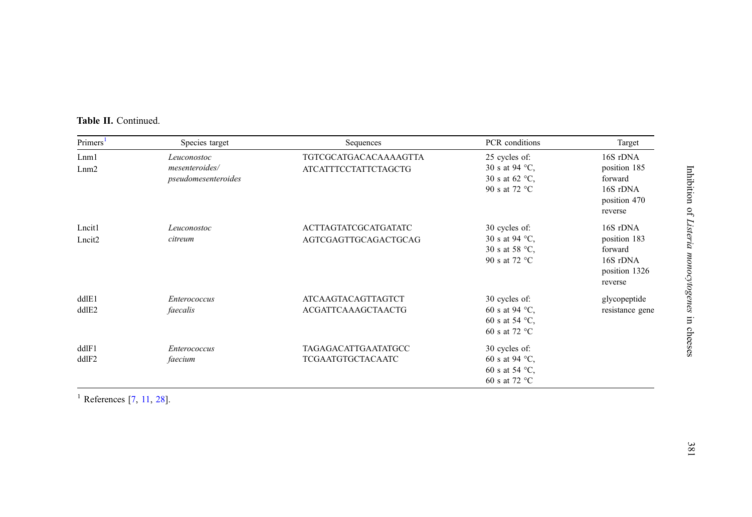**Table II.** Continued.

| Primers[1] | Species target | Sequences | PCR conditions | Target |
|---|---|---|---|---|
| Lnm1<br>Lnm2 | *Leuconostoc mesenteroides/ pseudomesenteroides* | TGTCGCATGACACAAAAGTTA<br>ATCATTTCCTATTCTAGCTG | 25 cycles of:<br>30 s at 94 °C,<br>30 s at 62 °C,<br>90 s at 72 °C | 16S rDNA position 185 forward<br>16S rDNA position 470 reverse |
| Lncit1<br>Lncit2 | *Leuconostoc citreum* | ACTTAGTATCGCATGATATC<br>AGTCGAGTTGCAGACTGCAG | 30 cycles of:<br>30 s at 94 °C,<br>30 s at 58 °C,<br>90 s at 72 °C | 16S rDNA position 183 forward<br>16S rDNA position 1326 reverse |
| ddlE1<br>ddlE2 | *Enterococcus faecalis* | ATCAAGTACAGTTAGTCT<br>ACGATTCAAAGCTAACTG | 30 cycles of:<br>60 s at 94 °C,<br>60 s at 54 °C,<br>60 s at 72 °C | glycopeptide resistance gene |
| ddlF1<br>ddlF2 | *Enterococcus faecium* | TAGAGACATTGAATATGCC<br>TCGAATGTGCTACAATC | 30 cycles of:<br>60 s at 94 °C,<br>60 s at 54 °C,<br>60 s at 72 °C | |

[1] References [7, 11, 28].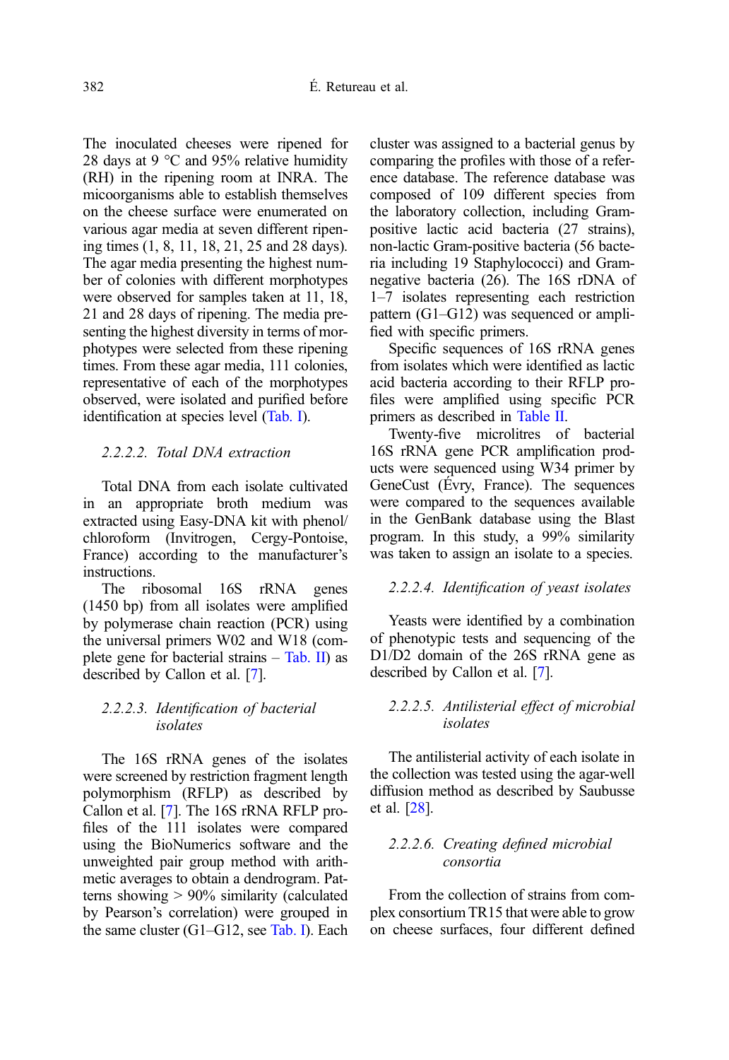The inoculated cheeses were ripened for 28 days at 9 °C and 95% relative humidity (RH) in the ripening room at INRA. The micoorganisms able to establish themselves on the cheese surface were enumerated on various agar media at seven different ripening times (1, 8, 11, 18, 21, 25 and 28 days). The agar media presenting the highest number of colonies with different morphotypes were observed for samples taken at 11, 18, 21 and 28 days of ripening. The media presenting the highest diversity in terms of morphotypes were selected from these ripening times. From these agar media, 111 colonies, representative of each of the morphotypes observed, were isolated and purified before identification at species level (Tab. I).

#### *2.2.2.2. Total DNA extraction*

Total DNA from each isolate cultivated in an appropriate broth medium was extracted using Easy-DNA kit with phenol/chloroform (Invitrogen, Cergy-Pontoise, France) according to the manufacturer's instructions.

The ribosomal 16S rRNA genes (1450 bp) from all isolates were amplified by polymerase chain reaction (PCR) using the universal primers W02 and W18 (complete gene for bacterial strains – Tab. II) as described by Callon et al. [7].

#### *2.2.2.3. Identification of bacterial isolates*

The 16S rRNA genes of the isolates were screened by restriction fragment length polymorphism (RFLP) as described by Callon et al. [7]. The 16S rRNA RFLP profiles of the 111 isolates were compared using the BioNumerics software and the unweighted pair group method with arithmetic averages to obtain a dendrogram. Patterns showing > 90% similarity (calculated by Pearson's correlation) were grouped in the same cluster (G1–G12, see Tab. I). Each cluster was assigned to a bacterial genus by comparing the profiles with those of a reference database. The reference database was composed of 109 different species from the laboratory collection, including Gram-positive lactic acid bacteria (27 strains), non-lactic Gram-positive bacteria (56 bacteria including 19 Staphylococci) and Gram-negative bacteria (26). The 16S rDNA of 1–7 isolates representing each restriction pattern (G1–G12) was sequenced or amplified with specific primers.

Specific sequences of 16S rRNA genes from isolates which were identified as lactic acid bacteria according to their RFLP profiles were amplified using specific PCR primers as described in Table II.

Twenty-five microlitres of bacterial 16S rRNA gene PCR amplification products were sequenced using W34 primer by GeneCust (Évry, France). The sequences were compared to the sequences available in the GenBank database using the Blast program. In this study, a 99% similarity was taken to assign an isolate to a species.

#### *2.2.2.4. Identification of yeast isolates*

Yeasts were identified by a combination of phenotypic tests and sequencing of the D1/D2 domain of the 26S rRNA gene as described by Callon et al. [7].

#### *2.2.2.5. Antilisterial effect of microbial isolates*

The antilisterial activity of each isolate in the collection was tested using the agar-well diffusion method as described by Saubusse et al. [28].

#### *2.2.2.6. Creating defined microbial consortia*

From the collection of strains from complex consortium TR15 that were able to grow on cheese surfaces, four different defined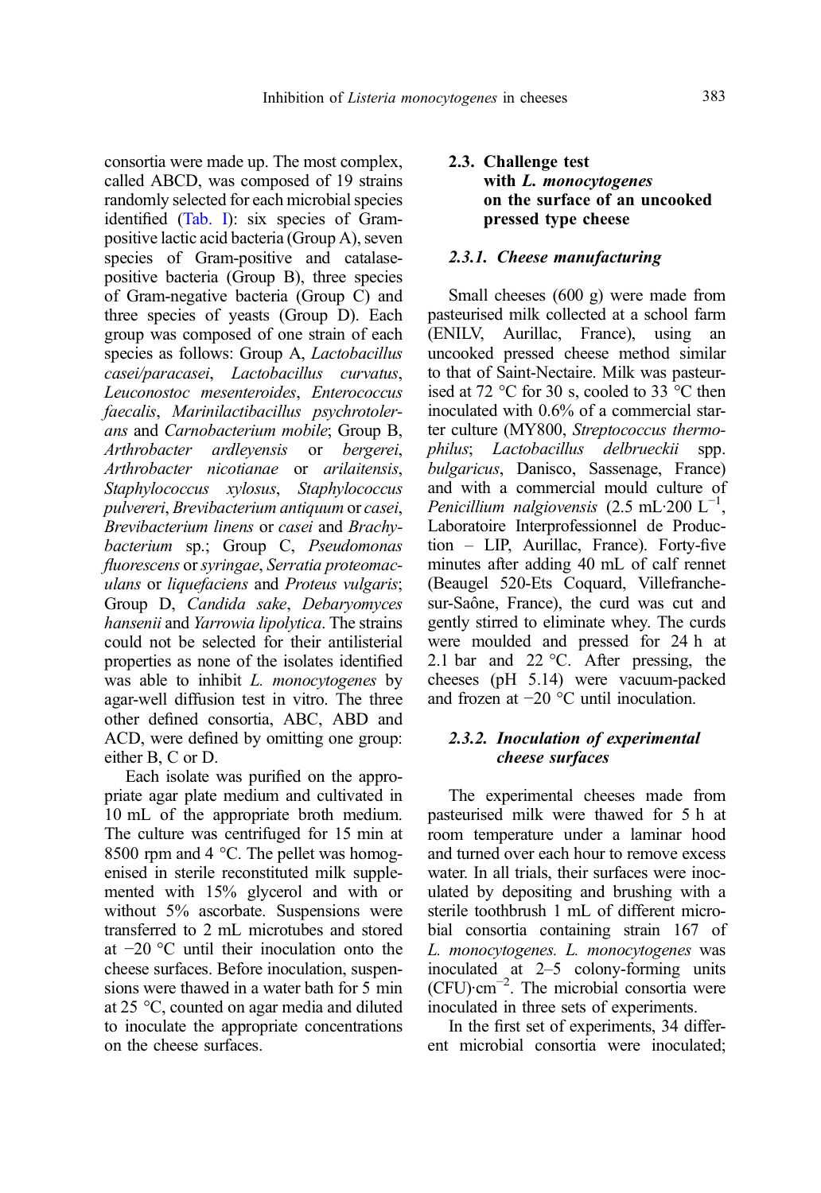consortia were made up. The most complex, called ABCD, was composed of 19 strains randomly selected for each microbial species identified (Tab. I): six species of Gram-positive lactic acid bacteria (Group A), seven species of Gram-positive and catalase-positive bacteria (Group B), three species of Gram-negative bacteria (Group C) and three species of yeasts (Group D). Each group was composed of one strain of each species as follows: Group A, *Lactobacillus casei/paracasei*, *Lactobacillus curvatus*, *Leuconostoc mesenteroides*, *Enterococcus faecalis*, *Marinilactibacillus psychrotolerans* and *Carnobacterium mobile*; Group B, *Arthrobacter ardleyensis* or *bergerei*, *Arthrobacter nicotianae* or *arilaitensis*, *Staphylococcus xylosus*, *Staphylococcus pulvereri*, *Brevibacterium antiquum* or *casei*, *Brevibacterium linens* or *casei* and *Brachybacterium* sp.; Group C, *Pseudomonas fluorescens* or *syringae*, *Serratia proteomaculans* or *liquefaciens* and *Proteus vulgaris*; Group D, *Candida sake*, *Debaryomyces hansenii* and *Yarrowia lipolytica*. The strains could not be selected for their antilisterial properties as none of the isolates identified was able to inhibit *L. monocytogenes* by agar-well diffusion test in vitro. The three other defined consortia, ABC, ABD and ACD, were defined by omitting one group: either B, C or D.

Each isolate was purified on the appropriate agar plate medium and cultivated in 10 mL of the appropriate broth medium. The culture was centrifuged for 15 min at 8500 rpm and 4 °C. The pellet was homogenised in sterile reconstituted milk supplemented with 15% glycerol and with or without 5% ascorbate. Suspensions were transferred to 2 mL microtubes and stored at −20 °C until their inoculation onto the cheese surfaces. Before inoculation, suspensions were thawed in a water bath for 5 min at 25 °C, counted on agar media and diluted to inoculate the appropriate concentrations on the cheese surfaces.

## 2.3. Challenge test with *L. monocytogenes* on the surface of an uncooked pressed type cheese

### 2.3.1. Cheese manufacturing

Small cheeses (600 g) were made from pasteurised milk collected at a school farm (ENILV, Aurillac, France), using an uncooked pressed cheese method similar to that of Saint-Nectaire. Milk was pasteurised at 72 °C for 30 s, cooled to 33 °C then inoculated with 0.6% of a commercial starter culture (MY800, *Streptococcus thermophilus*; *Lactobacillus delbrueckii* spp. *bulgaricus*, Danisco, Sassenage, France) and with a commercial mould culture of *Penicillium nalgiovensis* (2.5 mL·200 $L^{-1}$, Laboratoire Interprofessionnel de Production – LIP, Aurillac, France). Forty-five minutes after adding 40 mL of calf rennet (Beaugel 520-Ets Coquard, Villefranche-sur-Saône, France), the curd was cut and gently stirred to eliminate whey. The curds were moulded and pressed for 24 h at 2.1 bar and 22 °C. After pressing, the cheeses (pH 5.14) were vacuum-packed and frozen at −20 °C until inoculation.

### 2.3.2. Inoculation of experimental cheese surfaces

The experimental cheeses made from pasteurised milk were thawed for 5 h at room temperature under a laminar hood and turned over each hour to remove excess water. In all trials, their surfaces were inoculated by depositing and brushing with a sterile toothbrush 1 mL of different microbial consortia containing strain 167 of *L. monocytogenes*. *L. monocytogenes* was inoculated at 2–5 colony-forming units (CFU)·$cm^{-2}$. The microbial consortia were inoculated in three sets of experiments.

In the first set of experiments, 34 different microbial consortia were inoculated;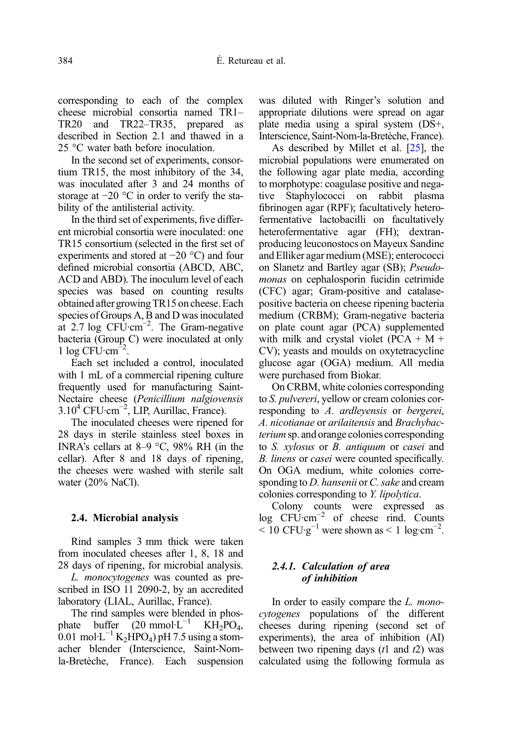corresponding to each of the complex cheese microbial consortia named TR1–TR20 and TR22–TR35, prepared as described in Section 2.1 and thawed in a 25 °C water bath before inoculation.

In the second set of experiments, consortium TR15, the most inhibitory of the 34, was inoculated after 3 and 24 months of storage at −20 °C in order to verify the stability of the antilisterial activity.

In the third set of experiments, five different microbial consortia were inoculated: one TR15 consortium (selected in the first set of experiments and stored at −20 °C) and four defined microbial consortia (ABCD, ABC, ACD and ABD). The inoculum level of each species was based on counting results obtained after growing TR15 on cheese. Each species of Groups A, B and D was inoculated at 2.7 log $CFU \cdot cm^{-2}$. The Gram-negative bacteria (Group C) were inoculated at only 1 log $CFU \cdot cm^{-2}$.

Each set included a control, inoculated with 1 mL of a commercial ripening culture frequently used for manufacturing Saint-Nectaire cheese (*Penicillium nalgiovensis* $3.10^4$ $CFU \cdot cm^{-2}$, LIP, Aurillac, France).

The inoculated cheeses were ripened for 28 days in sterile stainless steel boxes in INRA's cellars at 8–9 °C, 98% RH (in the cellar). After 8 and 18 days of ripening, the cheeses were washed with sterile salt water (20% NaCl).

### 2.4. Microbial analysis

Rind samples 3 mm thick were taken from inoculated cheeses after 1, 8, 18 and 28 days of ripening, for microbial analysis. *L. monocytogenes* was counted as prescribed in ISO 11 2090-2, by an accredited laboratory (LIAL, Aurillac, France).

The rind samples were blended in phosphate buffer (20 $mmol \cdot L^{-1}$ $KH_2PO_4$, 0.01 $mol \cdot L^{-1}$ $K_2HPO_4$) pH 7.5 using a stomacher blender (Interscience, Saint-Nom-la-Bretèche, France). Each suspension was diluted with Ringer's solution and appropriate dilutions were spread on agar plate media using a spiral system (DS+, Interscience, Saint-Nom-la-Bretèche, France).

As described by Millet et al. [25], the microbial populations were enumerated on the following agar plate media, according to morphotype: coagulase positive and negative Staphylococci on rabbit plasma fibrinogen agar (RPF); facultatively heterofermentative lactobacilli on facultatively heterofermentative agar (FH); dextran-producing leuconostocs on Mayeux Sandine and Elliker agar medium (MSE); enterococci on Slanetz and Bartley agar (SB); *Pseudomonas* on cephalosporin fucidin cetrimide (CFC) agar; Gram-positive and catalase-positive bacteria on cheese ripening bacteria medium (CRBM); Gram-negative bacteria on plate count agar (PCA) supplemented with milk and crystal violet (PCA + M + CV); yeasts and moulds on oxytetracycline glucose agar (OGA) medium. All media were purchased from Biokar.

On CRBM, white colonies corresponding to *S. pulvereri*, yellow or cream colonies corresponding to *A. ardleyensis* or *bergerei*, *A. nicotianae* or *arilaitensis* and *Brachybacterium* sp. and orange colonies corresponding to *S. xylosus* or *B. antiquum* or *casei* and *B. linens* or *casei* were counted specifically. On OGA medium, white colonies corresponding to *D. hansenii* or *C. sake* and cream colonies corresponding to *Y. lipolytica*.

Colony counts were expressed as log $CFU \cdot cm^{-2}$ of cheese rind. Counts < 10 $CFU \cdot g^{-1}$ were shown as < 1 $log \cdot cm^{-2}$.

#### 2.4.1. Calculation of area of inhibition

In order to easily compare the *L. monocytogenes* populations of the different cheeses during ripening (second set of experiments), the area of inhibition (AI) between two ripening days ($t1$ and $t2$) was calculated using the following formula as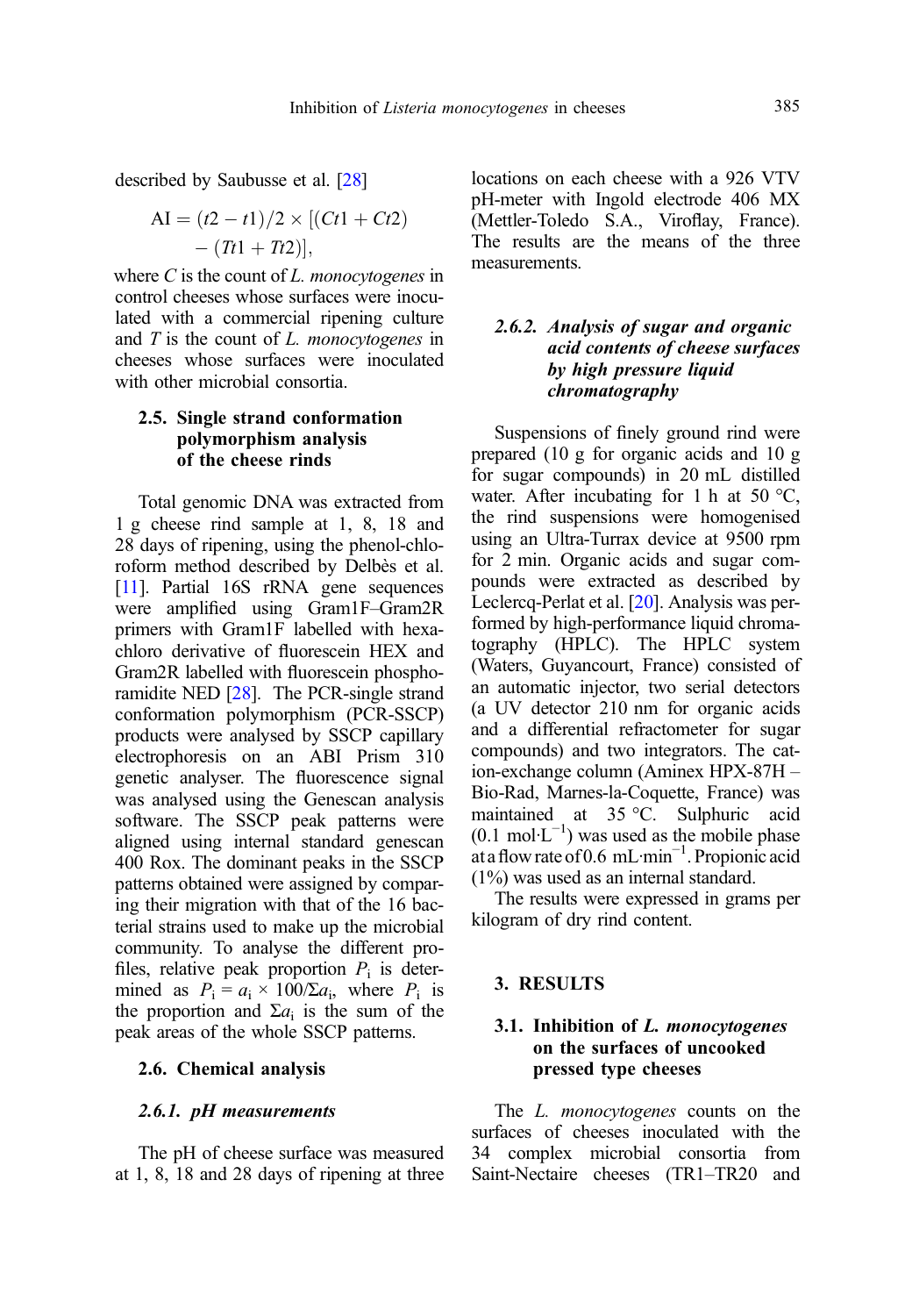described by Saubusse et al. [28]

$$AI = (t2 - t1)/2 \times [(Ct1 + Ct2) - (Tt1 + Tt2)],$$

where $C$ is the count of *L. monocytogenes* in control cheeses whose surfaces were inoculated with a commercial ripening culture and $T$ is the count of *L. monocytogenes* in cheeses whose surfaces were inoculated with other microbial consortia.

### 2.5. Single strand conformation polymorphism analysis of the cheese rinds

Total genomic DNA was extracted from 1 g cheese rind sample at 1, 8, 18 and 28 days of ripening, using the phenol-chloroform method described by Delbès et al. [11]. Partial 16S rRNA gene sequences were amplified using Gram1F–Gram2R primers with Gram1F labelled with hexachloro derivative of fluorescein HEX and Gram2R labelled with fluorescein phosphoramidite NED [28]. The PCR-single strand conformation polymorphism (PCR-SSCP) products were analysed by SSCP capillary electrophoresis on an ABI Prism 310 genetic analyser. The fluorescence signal was analysed using the Genescan analysis software. The SSCP peak patterns were aligned using internal standard genescan 400 Rox. The dominant peaks in the SSCP patterns obtained were assigned by comparing their migration with that of the 16 bacterial strains used to make up the microbial community. To analyse the different profiles, relative peak proportion $P_i$ is determined as $P_i = a_i \times 100/\Sigma a_i$, where $P_i$ is the proportion and $\Sigma a_i$ is the sum of the peak areas of the whole SSCP patterns.

### 2.6. Chemical analysis

#### 2.6.1. pH measurements

The pH of cheese surface was measured at 1, 8, 18 and 28 days of ripening at three locations on each cheese with a 926 VTV pH-meter with Ingold electrode 406 MX (Mettler-Toledo S.A., Viroflay, France). The results are the means of the three measurements.

#### 2.6.2. Analysis of sugar and organic acid contents of cheese surfaces by high pressure liquid chromatography

Suspensions of finely ground rind were prepared (10 g for organic acids and 10 g for sugar compounds) in 20 mL distilled water. After incubating for 1 h at 50 °C, the rind suspensions were homogenised using an Ultra-Turrax device at 9500 rpm for 2 min. Organic acids and sugar compounds were extracted as described by Leclercq-Perlat et al. [20]. Analysis was performed by high-performance liquid chromatography (HPLC). The HPLC system (Waters, Guyancourt, France) consisted of an automatic injector, two serial detectors (a UV detector 210 nm for organic acids and a differential refractometer for sugar compounds) and two integrators. The cation-exchange column (Aminex HPX-87H – Bio-Rad, Marnes-la-Coquette, France) was maintained at 35 °C. Sulphuric acid ($0.1\ mol \cdot L^{-1}$) was used as the mobile phase at a flow rate of $0.6\ mL \cdot min^{-1}$. Propionic acid (1%) was used as an internal standard.

The results were expressed in grams per kilogram of dry rind content.

## 3. RESULTS

### 3.1. Inhibition of *L. monocytogenes* on the surfaces of uncooked pressed type cheeses

The *L. monocytogenes* counts on the surfaces of cheeses inoculated with the 34 complex microbial consortia from Saint-Nectaire cheeses (TR1–TR20 and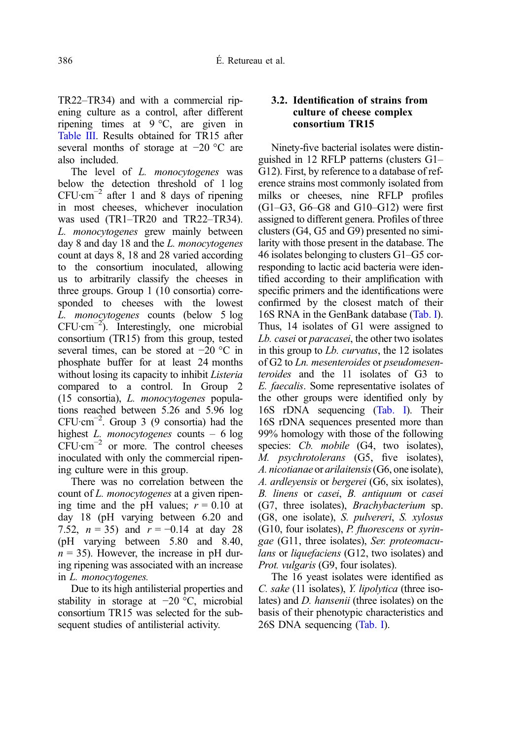TR22–TR34) and with a commercial ripening culture as a control, after different ripening times at 9 °C, are given in Table III. Results obtained for TR15 after several months of storage at −20 °C are also included.

The level of *L. monocytogenes* was below the detection threshold of 1 log CFU·cm$^{-2}$ after 1 and 8 days of ripening in most cheeses, whichever inoculation was used (TR1–TR20 and TR22–TR34). *L. monocytogenes* grew mainly between day 8 and day 18 and the *L. monocytogenes* count at days 8, 18 and 28 varied according to the consortium inoculated, allowing us to arbitrarily classify the cheeses in three groups. Group 1 (10 consortia) corresponded to cheeses with the lowest *L. monocytogenes* counts (below 5 log CFU·cm$^{-2}$). Interestingly, one microbial consortium (TR15) from this group, tested several times, can be stored at −20 °C in phosphate buffer for at least 24 months without losing its capacity to inhibit *Listeria* compared to a control. In Group 2 (15 consortia), *L. monocytogenes* populations reached between 5.26 and 5.96 log CFU·cm$^{-2}$. Group 3 (9 consortia) had the highest *L. monocytogenes* counts – 6 log CFU·cm$^{-2}$ or more. The control cheeses inoculated with only the commercial ripening culture were in this group.

There was no correlation between the count of *L. monocytogenes* at a given ripening time and the pH values; $r = 0.10$ at day 18 (pH varying between 6.20 and 7.52, $n = 35$) and $r = -0.14$ at day 28 (pH varying between 5.80 and 8.40, $n = 35$). However, the increase in pH during ripening was associated with an increase in *L. monocytogenes.*

Due to its high antilisterial properties and stability in storage at −20 °C, microbial consortium TR15 was selected for the subsequent studies of antilisterial activity.

### 3.2. Identification of strains from culture of cheese complex consortium TR15

Ninety-five bacterial isolates were distinguished in 12 RFLP patterns (clusters G1–G12). First, by reference to a database of reference strains most commonly isolated from milks or cheeses, nine RFLP profiles (G1–G3, G6–G8 and G10–G12) were first assigned to different genera. Profiles of three clusters (G4, G5 and G9) presented no similarity with those present in the database. The 46 isolates belonging to clusters G1–G5 corresponding to lactic acid bacteria were identified according to their amplification with specific primers and the identifications were confirmed by the closest match of their 16S RNA in the GenBank database (Tab. I). Thus, 14 isolates of G1 were assigned to *Lb. casei* or *paracasei*, the other two isolates in this group to *Lb. curvatus*, the 12 isolates of G2 to *Ln. mesenteroides* or *pseudomesenteroides* and the 11 isolates of G3 to *E. faecalis*. Some representative isolates of the other groups were identified only by 16S rDNA sequencing (Tab. I). Their 16S rDNA sequences presented more than 99% homology with those of the following species: *Cb. mobile* (G4, two isolates), *M. psychrotolerans* (G5, five isolates), *A. nicotianae* or *arilaitensis* (G6, one isolate), *A. ardleyensis* or *bergerei* (G6, six isolates), *B. linens* or *casei*, *B. antiquum* or *casei* (G7, three isolates), *Brachybacterium* sp. (G8, one isolate), *S. pulvereri*, *S. xylosus* (G10, four isolates), *P. fluorescens* or *syringae* (G11, three isolates), *Ser. proteomaculans* or *liquefaciens* (G12, two isolates) and *Prot. vulgaris* (G9, four isolates).

The 16 yeast isolates were identified as *C. sake* (11 isolates), *Y. lipolytica* (three isolates) and *D. hansenii* (three isolates) on the basis of their phenotypic characteristics and 26S DNA sequencing (Tab. I).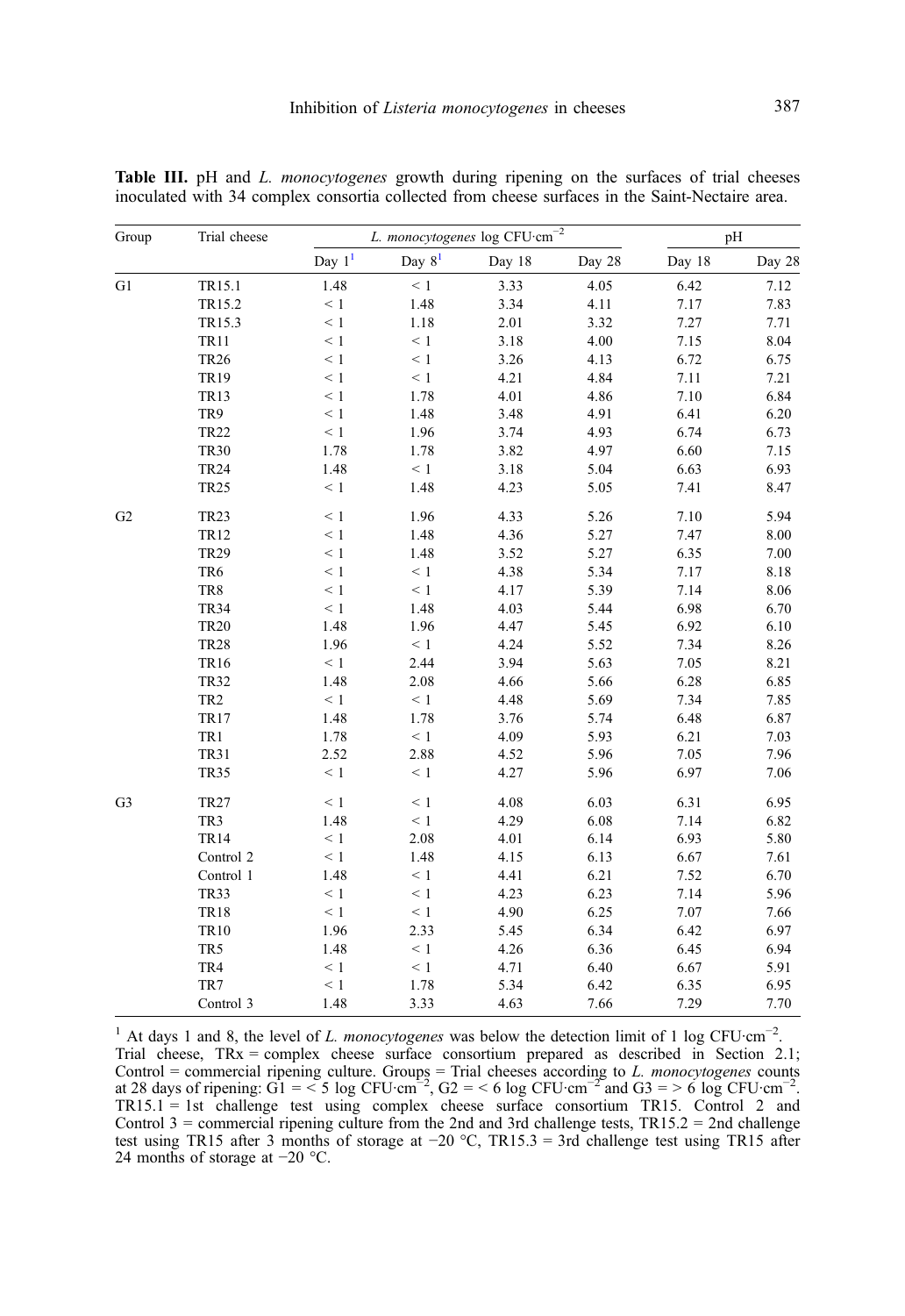**Table III.** pH and *L. monocytogenes* growth during ripening on the surfaces of trial cheeses inoculated with 34 complex consortia collected from cheese surfaces in the Saint-Nectaire area.

| Group | Trial cheese | *L. monocytogenes* log CFU·cm$^{-2}$ | | | | pH | |
|---|---|---|---|---|---|---|---|
| | | Day 1[1] | Day 8[1] | Day 18 | Day 28 | Day 18 | Day 28 |
| G1 | TR15.1 | 1.48 | < 1 | 3.33 | 4.05 | 6.42 | 7.12 |
| | TR15.2 | < 1 | 1.48 | 3.34 | 4.11 | 7.17 | 7.83 |
| | TR15.3 | < 1 | 1.18 | 2.01 | 3.32 | 7.27 | 7.71 |
| | TR11 | < 1 | < 1 | 3.18 | 4.00 | 7.15 | 8.04 |
| | TR26 | < 1 | < 1 | 3.26 | 4.13 | 6.72 | 6.75 |
| | TR19 | < 1 | < 1 | 4.21 | 4.84 | 7.11 | 7.21 |
| | TR13 | < 1 | 1.78 | 4.01 | 4.86 | 7.10 | 6.84 |
| | TR9 | < 1 | 1.48 | 3.48 | 4.91 | 6.41 | 6.20 |
| | TR22 | < 1 | 1.96 | 3.74 | 4.93 | 6.74 | 6.73 |
| | TR30 | 1.78 | 1.78 | 3.82 | 4.97 | 6.60 | 7.15 |
| | TR24 | 1.48 | < 1 | 3.18 | 5.04 | 6.63 | 6.93 |
| | TR25 | < 1 | 1.48 | 4.23 | 5.05 | 7.41 | 8.47 |
| G2 | TR23 | < 1 | 1.96 | 4.33 | 5.26 | 7.10 | 5.94 |
| | TR12 | < 1 | 1.48 | 4.36 | 5.27 | 7.47 | 8.00 |
| | TR29 | < 1 | 1.48 | 3.52 | 5.27 | 6.35 | 7.00 |
| | TR6 | < 1 | < 1 | 4.38 | 5.34 | 7.17 | 8.18 |
| | TR8 | < 1 | < 1 | 4.17 | 5.39 | 7.14 | 8.06 |
| | TR34 | < 1 | 1.48 | 4.03 | 5.44 | 6.98 | 6.70 |
| | TR20 | 1.48 | 1.96 | 4.47 | 5.45 | 6.92 | 6.10 |
| | TR28 | 1.96 | < 1 | 4.24 | 5.52 | 7.34 | 8.26 |
| | TR16 | < 1 | 2.44 | 3.94 | 5.63 | 7.05 | 8.21 |
| | TR32 | 1.48 | 2.08 | 4.66 | 5.66 | 6.28 | 6.85 |
| | TR2 | < 1 | < 1 | 4.48 | 5.69 | 7.34 | 7.85 |
| | TR17 | 1.48 | 1.78 | 3.76 | 5.74 | 6.48 | 6.87 |
| | TR1 | 1.78 | < 1 | 4.09 | 5.93 | 6.21 | 7.03 |
| | TR31 | 2.52 | 2.88 | 4.52 | 5.96 | 7.05 | 7.96 |
| | TR35 | < 1 | < 1 | 4.27 | 5.96 | 6.97 | 7.06 |
| G3 | TR27 | < 1 | < 1 | 4.08 | 6.03 | 6.31 | 6.95 |
| | TR3 | 1.48 | < 1 | 4.29 | 6.08 | 7.14 | 6.82 |
| | TR14 | < 1 | 2.08 | 4.01 | 6.14 | 6.93 | 5.80 |
| | Control 2 | < 1 | 1.48 | 4.15 | 6.13 | 6.67 | 7.61 |
| | Control 1 | 1.48 | < 1 | 4.41 | 6.21 | 7.52 | 6.70 |
| | TR33 | < 1 | < 1 | 4.23 | 6.23 | 7.14 | 5.96 |
| | TR18 | < 1 | < 1 | 4.90 | 6.25 | 7.07 | 7.66 |
| | TR10 | 1.96 | 2.33 | 5.45 | 6.34 | 6.42 | 6.97 |
| | TR5 | 1.48 | < 1 | 4.26 | 6.36 | 6.45 | 6.94 |
| | TR4 | < 1 | < 1 | 4.71 | 6.40 | 6.67 | 5.91 |
| | TR7 | < 1 | 1.78 | 5.34 | 6.42 | 6.35 | 6.95 |
| | Control 3 | 1.48 | 3.33 | 4.63 | 7.66 | 7.29 | 7.70 |

[1] At days 1 and 8, the level of *L. monocytogenes* was below the detection limit of 1 log CFU·cm$^{-2}$.
Trial cheese, TRx = complex cheese surface consortium prepared as described in Section 2.1; Control = commercial ripening culture. Groups = Trial cheeses according to *L. monocytogenes* counts at 28 days of ripening: G1 = < 5 log CFU·cm$^{-2}$, G2 = < 6 log CFU·cm$^{-2}$ and G3 = > 6 log CFU·cm$^{-2}$. TR15.1 = 1st challenge test using complex cheese surface consortium TR15. Control 2 and Control 3 = commercial ripening culture from the 2nd and 3rd challenge tests, TR15.2 = 2nd challenge test using TR15 after 3 months of storage at −20 °C, TR15.3 = 3rd challenge test using TR15 after 24 months of storage at −20 °C.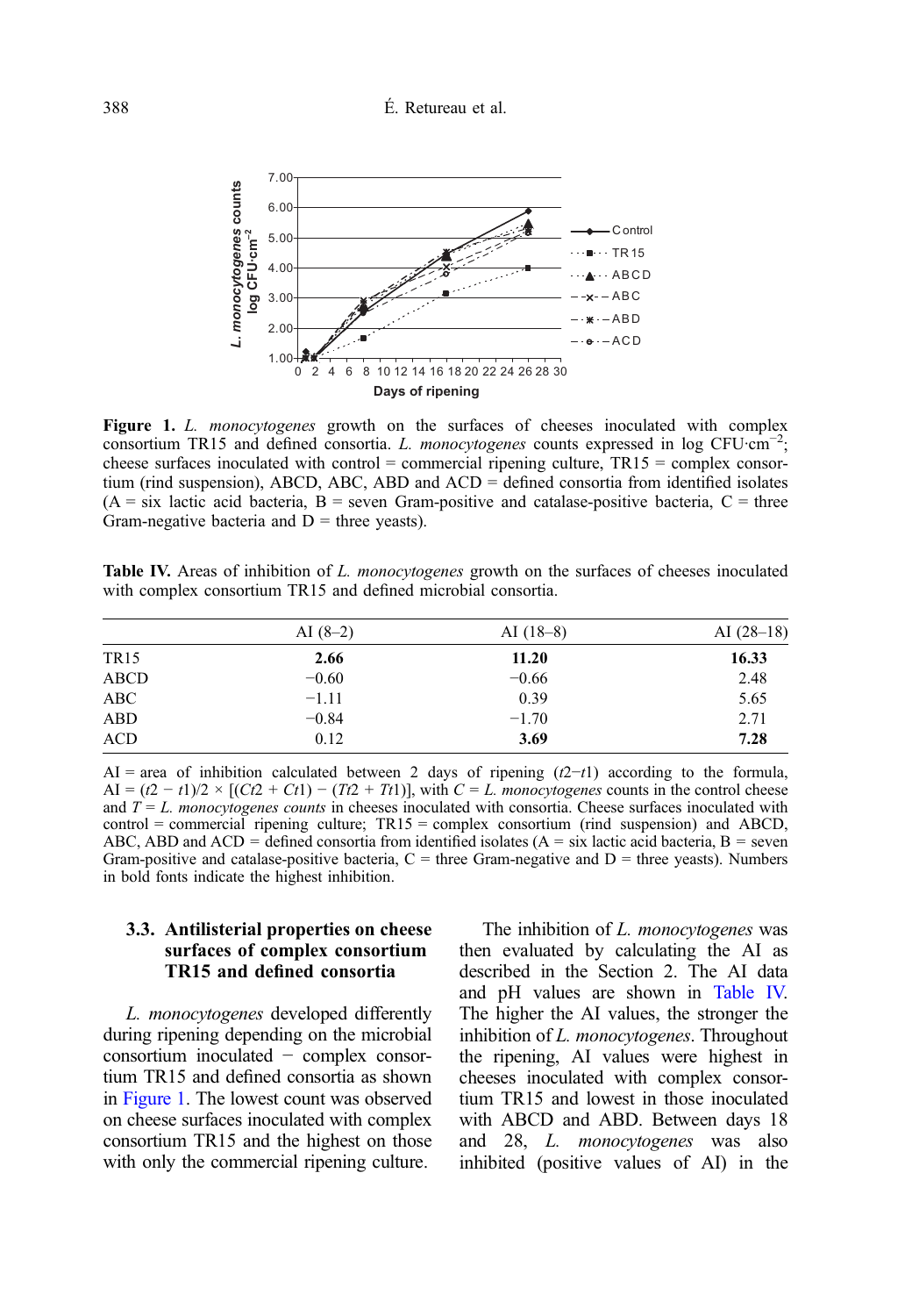**Figure 1.** *L. monocytogenes* growth on the surfaces of cheeses inoculated with complex consortium TR15 and defined consortia. *L. monocytogenes* counts expressed in log CFU·cm$^{-2}$; cheese surfaces inoculated with control = commercial ripening culture, TR15 = complex consortium (rind suspension), ABCD, ABC, ABD and ACD = defined consortia from identified isolates (A = six lactic acid bacteria, B = seven Gram-positive and catalase-positive bacteria, C = three Gram-negative bacteria and D = three yeasts).

**Table IV.** Areas of inhibition of *L. monocytogenes* growth on the surfaces of cheeses inoculated with complex consortium TR15 and defined microbial consortia.

| | AI (8–2) | AI (18–8) | AI (28–18) |
|---|---|---|---|
| TR15 | **2.66** | **11.20** | **16.33** |
| ABCD | −0.60 | −0.66 | 2.48 |
| ABC | −1.11 | 0.39 | 5.65 |
| ABD | −0.84 | −1.70 | 2.71 |
| ACD | 0.12 | **3.69** | **7.28** |

AI = area of inhibition calculated between 2 days of ripening ($t2-t1$) according to the formula, $AI = (t2 - t1)/2 \times [(Ct2 + Ct1) - (Tt2 + Tt1)]$, with $C$ = *L. monocytogenes* counts in the control cheese and $T$ = *L. monocytogenes counts* in cheeses inoculated with consortia. Cheese surfaces inoculated with control = commercial ripening culture; TR15 = complex consortium (rind suspension) and ABCD, ABC, ABD and ACD = defined consortia from identified isolates (A = six lactic acid bacteria, B = seven Gram-positive and catalase-positive bacteria, C = three Gram-negative and D = three yeasts). Numbers in bold fonts indicate the highest inhibition.

### 3.3. Antilisterial properties on cheese surfaces of complex consortium TR15 and defined consortia

*L. monocytogenes* developed differently during ripening depending on the microbial consortium inoculated − complex consortium TR15 and defined consortia as shown in Figure 1. The lowest count was observed on cheese surfaces inoculated with complex consortium TR15 and the highest on those with only the commercial ripening culture.

The inhibition of *L. monocytogenes* was then evaluated by calculating the AI as described in the Section 2. The AI data and pH values are shown in Table IV. The higher the AI values, the stronger the inhibition of *L. monocytogenes*. Throughout the ripening, AI values were highest in cheeses inoculated with complex consortium TR15 and lowest in those inoculated with ABCD and ABD. Between days 18 and 28, *L. monocytogenes* was also inhibited (positive values of AI) in the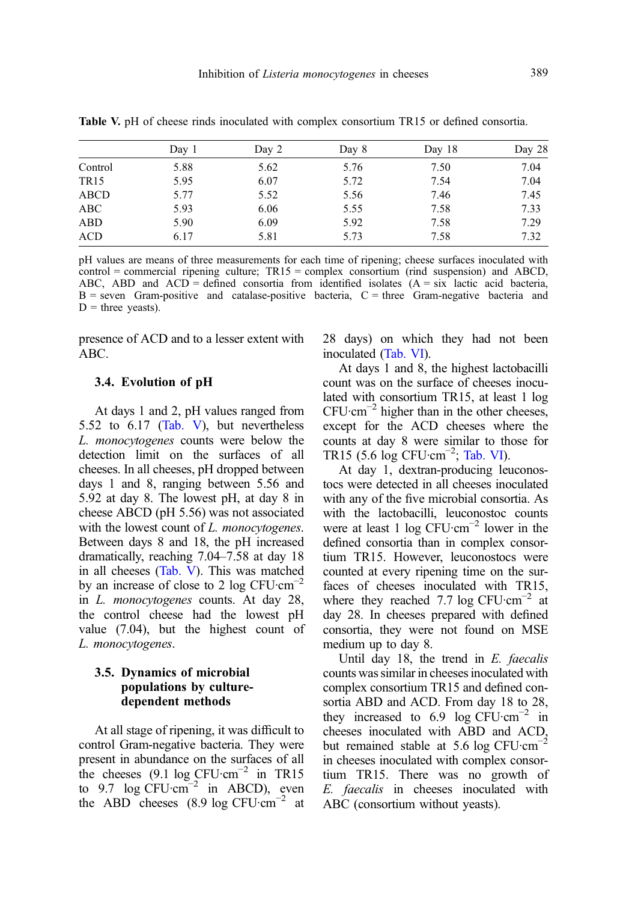**Table V.** pH of cheese rinds inoculated with complex consortium TR15 or defined consortia.

| | Day 1 | Day 2 | Day 8 | Day 18 | Day 28 |
|---|---|---|---|---|---|
| Control | 5.88 | 5.62 | 5.76 | 7.50 | 7.04 |
| TR15 | 5.95 | 6.07 | 5.72 | 7.54 | 7.04 |
| ABCD | 5.77 | 5.52 | 5.56 | 7.46 | 7.45 |
| ABC | 5.93 | 6.06 | 5.55 | 7.58 | 7.33 |
| ABD | 5.90 | 6.09 | 5.92 | 7.58 | 7.29 |
| ACD | 6.17 | 5.81 | 5.73 | 7.58 | 7.32 |

pH values are means of three measurements for each time of ripening; cheese surfaces inoculated with control = commercial ripening culture; TR15 = complex consortium (rind suspension) and ABCD, ABC, ABD and ACD = defined consortia from identified isolates (A = six lactic acid bacteria, B = seven Gram-positive and catalase-positive bacteria, C = three Gram-negative bacteria and D = three yeasts).

presence of ACD and to a lesser extent with ABC.

### 3.4. Evolution of pH

At days 1 and 2, pH values ranged from 5.52 to 6.17 (Tab. V), but nevertheless *L. monocytogenes* counts were below the detection limit on the surfaces of all cheeses. In all cheeses, pH dropped between days 1 and 8, ranging between 5.56 and 5.92 at day 8. The lowest pH, at day 8 in cheese ABCD (pH 5.56) was not associated with the lowest count of *L. monocytogenes*. Between days 8 and 18, the pH increased dramatically, reaching 7.04–7.58 at day 18 in all cheeses (Tab. V). This was matched by an increase of close to 2 log CFU·cm$^{-2}$ in *L. monocytogenes* counts. At day 28, the control cheese had the lowest pH value (7.04), but the highest count of *L. monocytogenes*.

### 3.5. Dynamics of microbial populations by culture-dependent methods

At all stage of ripening, it was difficult to control Gram-negative bacteria. They were present in abundance on the surfaces of all the cheeses (9.1 log CFU·cm$^{-2}$ in TR15 to 9.7 log CFU·cm$^{-2}$ in ABCD), even the ABD cheeses (8.9 log CFU·cm$^{-2}$ at 28 days) on which they had not been inoculated (Tab. VI).

At days 1 and 8, the highest lactobacilli count was on the surface of cheeses inoculated with consortium TR15, at least 1 log CFU·cm$^{-2}$ higher than in the other cheeses, except for the ACD cheeses where the counts at day 8 were similar to those for TR15 (5.6 log CFU·cm$^{-2}$; Tab. VI).

At day 1, dextran-producing leuconostocs were detected in all cheeses inoculated with any of the five microbial consortia. As with the lactobacilli, leuconostoc counts were at least 1 log CFU·cm$^{-2}$ lower in the defined consortia than in complex consortium TR15. However, leuconostocs were counted at every ripening time on the surfaces of cheeses inoculated with TR15, where they reached 7.7 log CFU·cm$^{-2}$ at day 28. In cheeses prepared with defined consortia, they were not found on MSE medium up to day 8.

Until day 18, the trend in *E. faecalis* counts was similar in cheeses inoculated with complex consortium TR15 and defined consortia ABD and ACD. From day 18 to 28, they increased to 6.9 log CFU·cm$^{-2}$ in cheeses inoculated with ABD and ACD, but remained stable at 5.6 log CFU·cm$^{-2}$ in cheeses inoculated with complex consortium TR15. There was no growth of *E. faecalis* in cheeses inoculated with ABC (consortium without yeasts).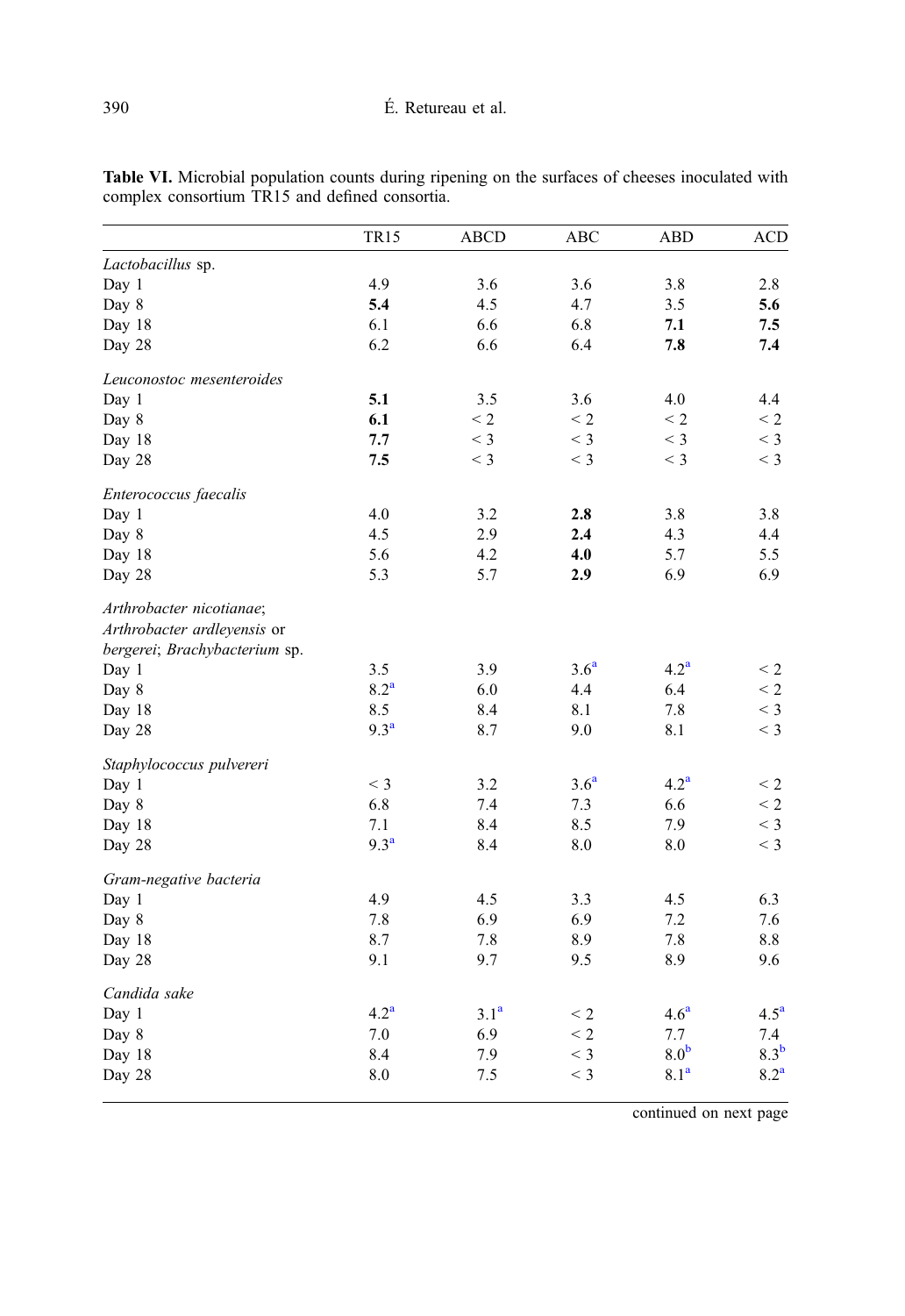**Table VI.** Microbial population counts during ripening on the surfaces of cheeses inoculated with complex consortium TR15 and defined consortia.

| | TR15 | ABCD | ABC | ABD | ACD |
|---|---|---|---|---|---|
| *Lactobacillus* sp. | | | | | |
| Day 1 | 4.9 | 3.6 | 3.6 | 3.8 | 2.8 |
| Day 8 | **5.4** | 4.5 | 4.7 | 3.5 | **5.6** |
| Day 18 | 6.1 | 6.6 | 6.8 | **7.1** | **7.5** |
| Day 28 | 6.2 | 6.6 | 6.4 | **7.8** | **7.4** |
| *Leuconostoc mesenteroides* | | | | | |
| Day 1 | **5.1** | 3.5 | 3.6 | 4.0 | 4.4 |
| Day 8 | **6.1** | < 2 | < 2 | < 2 | < 2 |
| Day 18 | **7.7** | < 3 | < 3 | < 3 | < 3 |
| Day 28 | **7.5** | < 3 | < 3 | < 3 | < 3 |
| *Enterococcus faecalis* | | | | | |
| Day 1 | 4.0 | 3.2 | **2.8** | 3.8 | 3.8 |
| Day 8 | 4.5 | 2.9 | **2.4** | 4.3 | 4.4 |
| Day 18 | 5.6 | 4.2 | **4.0** | 5.7 | 5.5 |
| Day 28 | 5.3 | 5.7 | **2.9** | 6.9 | 6.9 |
| *Arthrobacter nicotianae*; *Arthrobacter ardleyensis* or *bergerei*; *Brachybacterium* sp. | | | | | |
| Day 1 | 3.5 | 3.9 | 3.6[a] | 4.2[a] | < 2 |
| Day 8 | 8.2[a] | 6.0 | 4.4 | 6.4 | < 2 |
| Day 18 | 8.5 | 8.4 | 8.1 | 7.8 | < 3 |
| Day 28 | 9.3[a] | 8.7 | 9.0 | 8.1 | < 3 |
| *Staphylococcus pulvereri* | | | | | |
| Day 1 | < 3 | 3.2 | 3.6[a] | 4.2[a] | < 2 |
| Day 8 | 6.8 | 7.4 | 7.3 | 6.6 | < 2 |
| Day 18 | 7.1 | 8.4 | 8.5 | 7.9 | < 3 |
| Day 28 | 9.3[a] | 8.4 | 8.0 | 8.0 | < 3 |
| *Gram-negative bacteria* | | | | | |
| Day 1 | 4.9 | 4.5 | 3.3 | 4.5 | 6.3 |
| Day 8 | 7.8 | 6.9 | 6.9 | 7.2 | 7.6 |
| Day 18 | 8.7 | 7.8 | 8.9 | 7.8 | 8.8 |
| Day 28 | 9.1 | 9.7 | 9.5 | 8.9 | 9.6 |
| *Candida sake* | | | | | |
| Day 1 | 4.2[a] | 3.1[a] | < 2 | 4.6[a] | 4.5[a] |
| Day 8 | 7.0 | 6.9 | < 2 | 7.7 | 7.4 |
| Day 18 | 8.4 | 7.9 | < 3 | 8.0[b] | 8.3[b] |
| Day 28 | 8.0 | 7.5 | < 3 | 8.1[a] | 8.2[a] |

continued on next page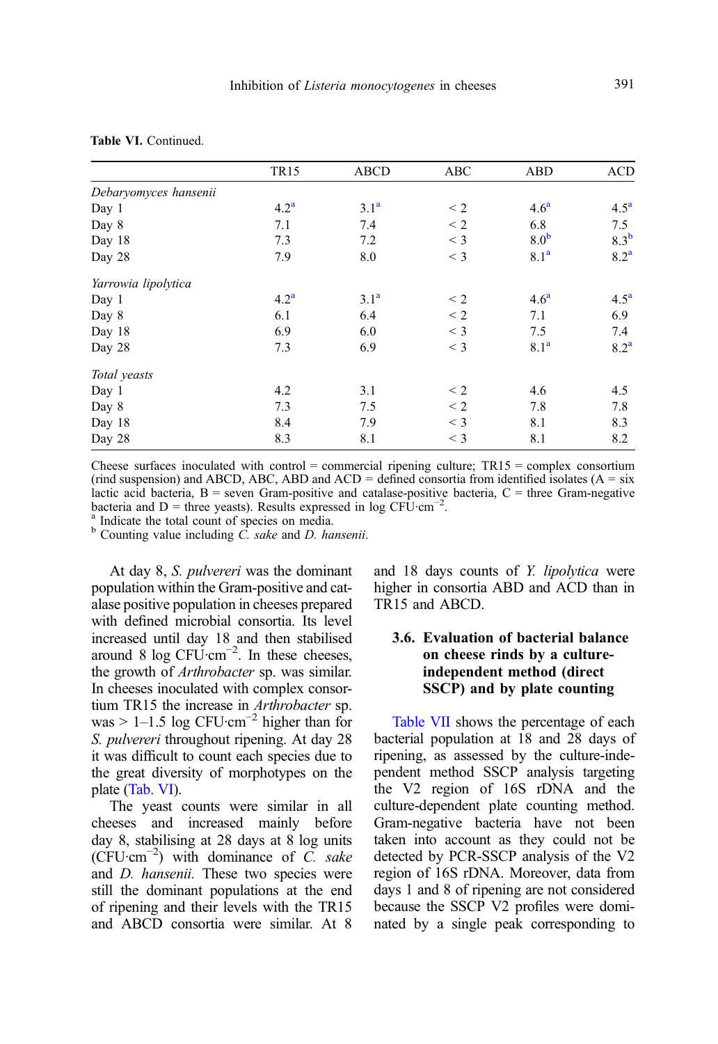**Table VI.** Continued.

| | TR15 | ABCD | ABC | ABD | ACD |
|---|---|---|---|---|---|
| *Debaryomyces hansenii* | | | | | |
| Day 1 | 4.2[a] | 3.1[a] | < 2 | 4.6[a] | 4.5[a] |
| Day 8 | 7.1 | 7.4 | < 2 | 6.8 | 7.5 |
| Day 18 | 7.3 | 7.2 | < 3 | 8.0[b] | 8.3[b] |
| Day 28 | 7.9 | 8.0 | < 3 | 8.1[a] | 8.2[a] |
| *Yarrowia lipolytica* | | | | | |
| Day 1 | 4.2[a] | 3.1[a] | < 2 | 4.6[a] | 4.5[a] |
| Day 8 | 6.1 | 6.4 | < 2 | 7.1 | 6.9 |
| Day 18 | 6.9 | 6.0 | < 3 | 7.5 | 7.4 |
| Day 28 | 7.3 | 6.9 | < 3 | 8.1[a] | 8.2[a] |
| *Total yeasts* | | | | | |
| Day 1 | 4.2 | 3.1 | < 2 | 4.6 | 4.5 |
| Day 8 | 7.3 | 7.5 | < 2 | 7.8 | 7.8 |
| Day 18 | 8.4 | 7.9 | < 3 | 8.1 | 8.3 |
| Day 28 | 8.3 | 8.1 | < 3 | 8.1 | 8.2 |

Cheese surfaces inoculated with control = commercial ripening culture; TR15 = complex consortium (rind suspension) and ABCD, ABC, ABD and ACD = defined consortia from identified isolates (A = six lactic acid bacteria, B = seven Gram-positive and catalase-positive bacteria, C = three Gram-negative bacteria and D = three yeasts). Results expressed in log CFU·cm$^{-2}$.

[a] Indicate the total count of species on media.

[b] Counting value including *C. sake* and *D. hansenii*.

At day 8, *S. pulvereri* was the dominant population within the Gram-positive and catalase positive population in cheeses prepared with defined microbial consortia. Its level increased until day 18 and then stabilised around 8 log CFU·cm$^{-2}$. In these cheeses, the growth of *Arthrobacter* sp. was similar. In cheeses inoculated with complex consortium TR15 the increase in *Arthrobacter* sp. was > 1–1.5 log CFU·cm$^{-2}$ higher than for *S. pulvereri* throughout ripening. At day 28 it was difficult to count each species due to the great diversity of morphotypes on the plate (Tab. VI).

The yeast counts were similar in all cheeses and increased mainly before day 8, stabilising at 28 days at 8 log units (CFU·cm$^{-2}$) with dominance of *C. sake* and *D. hansenii.* These two species were still the dominant populations at the end of ripening and their levels with the TR15 and ABCD consortia were similar. At 8 and 18 days counts of *Y. lipolytica* were higher in consortia ABD and ACD than in TR15 and ABCD.

### 3.6. Evaluation of bacterial balance on cheese rinds by a culture-independent method (direct SSCP) and by plate counting

Table VII shows the percentage of each bacterial population at 18 and 28 days of ripening, as assessed by the culture-independent method SSCP analysis targeting the V2 region of 16S rDNA and the culture-dependent plate counting method. Gram-negative bacteria have not been taken into account as they could not be detected by PCR-SSCP analysis of the V2 region of 16S rDNA. Moreover, data from days 1 and 8 of ripening are not considered because the SSCP V2 profiles were dominated by a single peak corresponding to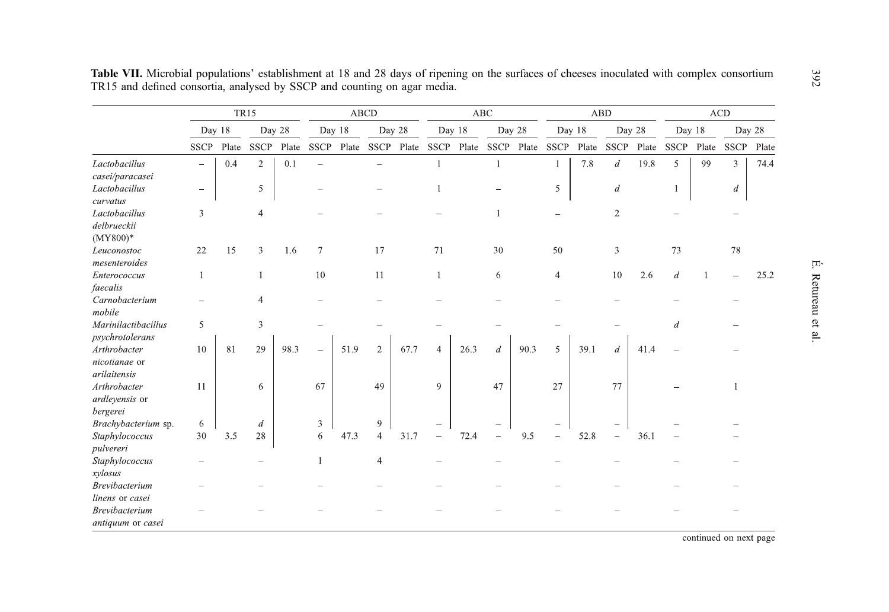**Table VII.** Microbial populations' establishment at 18 and 28 days of ripening on the surfaces of cheeses inoculated with complex consortium TR15 and defined consortia, analysed by SSCP and counting on agar media.

| | TR15 | | | | ABCD | | | | ABC | | | | ABD | | | | ACD | | | |
|---|---|---|---|---|---|---|---|---|---|---|---|---|---|---|---|---|---|---|---|---|
| | Day 18 | | Day 28 | | Day 18 | | Day 28 | | Day 18 | | Day 28 | | Day 18 | | Day 28 | | Day 18 | | Day 28 | |
| | SSCP | Plate | SSCP | Plate | SSCP | Plate | SSCP | Plate | SSCP | Plate | SSCP | Plate | SSCP | Plate | SSCP | Plate | SSCP | Plate | SSCP | Plate |
| *Lactobacillus casei/paracasei* | – | 0.4 | 2 | 0.1 | – | | – | | 1 | | 1 | | 1 | 7.8 | *d* | 19.8 | 5 | 99 | 3 | 74.4 |
| *Lactobacillus curvatus* | – | | 5 | | – | | – | | 1 | | – | | 5 | | *d* | | 1 | | *d* | |
| *Lactobacillus delbrueckii* (MY800)* | 3 | | 4 | | – | | – | | – | | 1 | | – | | 2 | | – | | – | |
| *Leuconostoc mesenteroides* | 22 | 15 | 3 | 1.6 | 7 | | 17 | | 71 | | 30 | | 50 | | 3 | | 73 | | 78 | |
| *Enterococcus faecalis* | 1 | | 1 | | 10 | | 11 | | 1 | | 6 | | 4 | | 10 | 2.6 | *d* | 1 | – | 25.2 |
| *Carnobacterium mobile* | – | | 4 | | – | | – | | – | | – | | – | | – | | – | | – | |
| *Marinilactibacillus psychrotolerans* | 5 | | 3 | | – | | – | | – | | – | | – | | – | | *d* | | – | |
| *Arthrobacter nicotianae* or *arilaitensis* | 10 | 81 | 29 | 98.3 | – | 51.9 | 2 | 67.7 | 4 | 26.3 | *d* | 90.3 | 5 | 39.1 | *d* | 41.4 | – | | – | |
| *Arthrobacter ardleyensis* or *bergerei* | 11 | | 6 | | 67 | | 49 | | 9 | | 47 | | 27 | | 77 | | – | | 1 | |
| *Brachybacterium* sp. | 6 | | *d* | | 3 | | 9 | | – | | – | | – | | – | | – | | – | |
| *Staphylococcus pulvereri* | 30 | 3.5 | 28 | | 6 | 47.3 | 4 | 31.7 | – | 72.4 | – | 9.5 | – | 52.8 | – | 36.1 | – | | – | |
| *Staphylococcus xylosus* | – | | – | | 1 | | 4 | | – | | – | | – | | – | | – | | – | |
| *Brevibacterium linens* or *casei* | – | | – | | – | | – | | – | | – | | – | | – | | – | | – | |
| *Brevibacterium antiquum* or *casei* | – | | – | | – | | – | | – | | – | | – | | – | | – | | – | |

continued on next page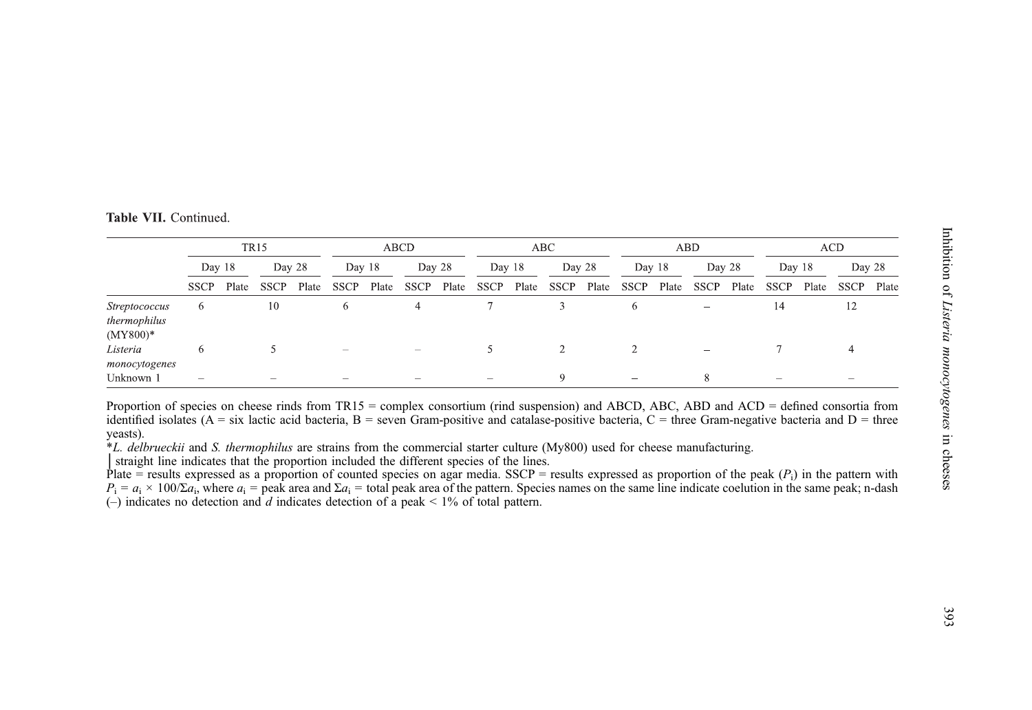**Table VII.** Continued.

| | TR15 | | | | ABCD | | | | ABC | | | | ABD | | | | ACD | | | |
|---|---|---|---|---|---|---|---|---|---|---|---|---|---|---|---|---|---|---|---|---|
| | Day 18 | | Day 28 | | Day 18 | | Day 28 | | Day 18 | | Day 28 | | Day 18 | | Day 28 | | Day 18 | | Day 28 | |
| | SSCP | Plate | SSCP | Plate | SSCP | Plate | SSCP | Plate | SSCP | Plate | SSCP | Plate | SSCP | Plate | SSCP | Plate | SSCP | Plate | SSCP | Plate |
| *Streptococcus thermophilus* (MY800)* | 6 | | 10 | | 6 | | 4 | | 7 | | 3 | | 6 | | – | | 14 | | 12 | |
| *Listeria monocytogenes* | 6 | | 5 | | – | | – | | 5 | | 2 | | 2 | | – | | 7 | | 4 | |
| Unknown 1 | – | | – | | – | | – | | – | | 9 | | – | | 8 | | – | | – | |

Proportion of species on cheese rinds from TR15 = complex consortium (rind suspension) and ABCD, ABC, ABD and ACD = defined consortia from identified isolates (A = six lactic acid bacteria, B = seven Gram-positive and catalase-positive bacteria, C = three Gram-negative bacteria and D = three yeasts).

**L. delbrueckii* and *S. thermophilus* are strains from the commercial starter culture (My800) used for cheese manufacturing.

| straight line indicates that the proportion included the different species of the lines.

Plate = results expressed as a proportion of counted species on agar media. SSCP = results expressed as proportion of the peak ($P_i$) in the pattern with $P_i = a_i \times 100/\Sigma a_i$, where $a_i$ = peak area and $\Sigma a_i$ = total peak area of the pattern. Species names on the same line indicate coelution in the same peak; n-dash (–) indicates no detection and *d* indicates detection of a peak < 1% of total pattern.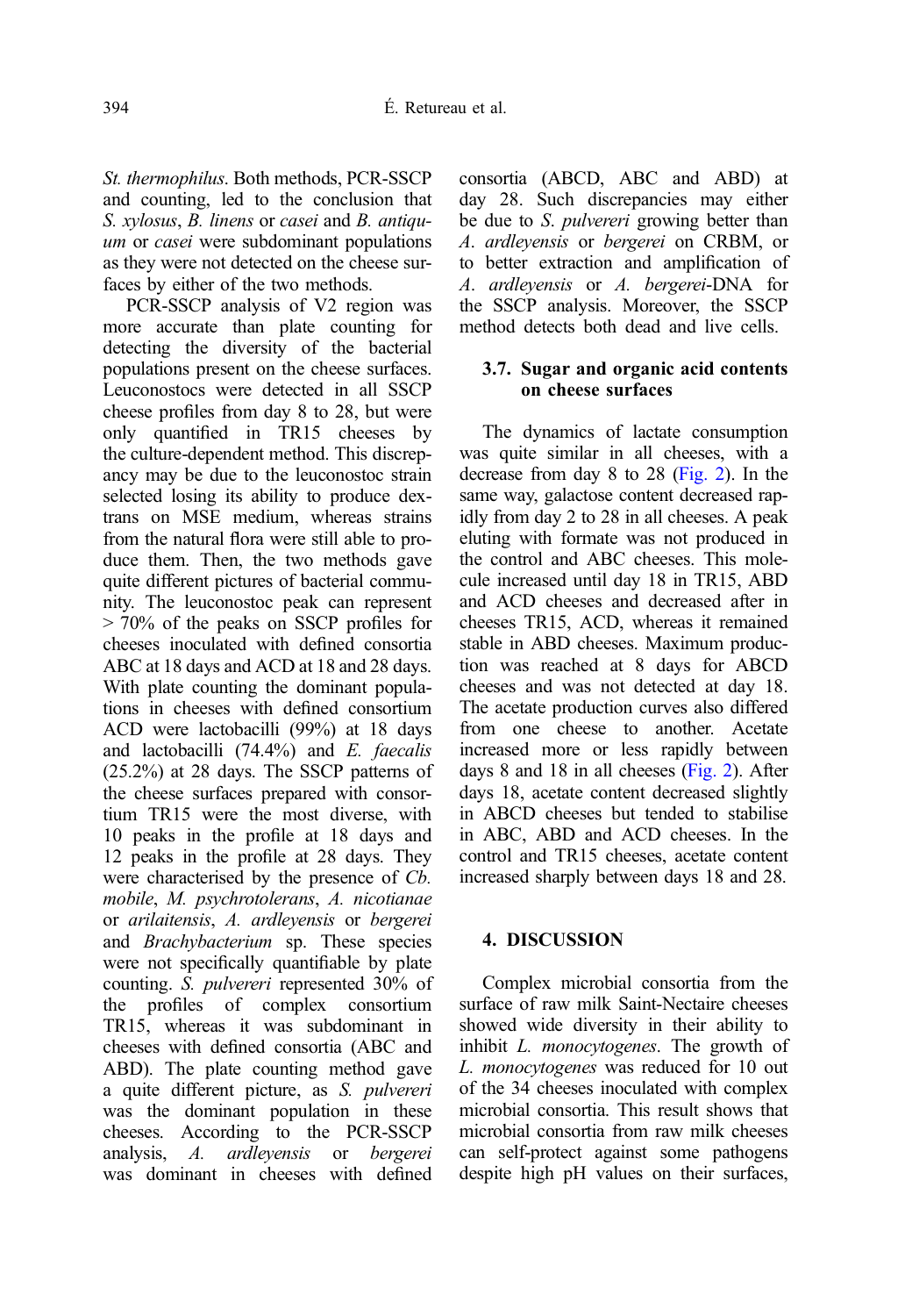*St. thermophilus*. Both methods, PCR-SSCP and counting, led to the conclusion that *S. xylosus*, *B. linens* or *casei* and *B. antiquum* or *casei* were subdominant populations as they were not detected on the cheese surfaces by either of the two methods.

PCR-SSCP analysis of V2 region was more accurate than plate counting for detecting the diversity of the bacterial populations present on the cheese surfaces. Leuconostocs were detected in all SSCP cheese profiles from day 8 to 28, but were only quantified in TR15 cheeses by the culture-dependent method. This discrepancy may be due to the leuconostoc strain selected losing its ability to produce dextrans on MSE medium, whereas strains from the natural flora were still able to produce them. Then, the two methods gave quite different pictures of bacterial community. The leuconostoc peak can represent > 70% of the peaks on SSCP profiles for cheeses inoculated with defined consortia ABC at 18 days and ACD at 18 and 28 days. With plate counting the dominant populations in cheeses with defined consortium ACD were lactobacilli (99%) at 18 days and lactobacilli (74.4%) and *E. faecalis* (25.2%) at 28 days. The SSCP patterns of the cheese surfaces prepared with consortium TR15 were the most diverse, with 10 peaks in the profile at 18 days and 12 peaks in the profile at 28 days. They were characterised by the presence of *Cb. mobile*, *M. psychrotolerans*, *A. nicotianae* or *arilaitensis*, *A. ardleyensis* or *bergerei* and *Brachybacterium* sp. These species were not specifically quantifiable by plate counting. *S. pulvereri* represented 30% of the profiles of complex consortium TR15, whereas it was subdominant in cheeses with defined consortia (ABC and ABD). The plate counting method gave a quite different picture, as *S. pulvereri* was the dominant population in these cheeses. According to the PCR-SSCP analysis, *A. ardleyensis* or *bergerei* was dominant in cheeses with defined consortia (ABCD, ABC and ABD) at day 28. Such discrepancies may either be due to *S. pulvereri* growing better than *A. ardleyensis* or *bergerei* on CRBM, or to better extraction and amplification of *A. ardleyensis* or *A. bergerei*-DNA for the SSCP analysis. Moreover, the SSCP method detects both dead and live cells.

### 3.7. Sugar and organic acid contents on cheese surfaces

The dynamics of lactate consumption was quite similar in all cheeses, with a decrease from day 8 to 28 (Fig. 2). In the same way, galactose content decreased rapidly from day 2 to 28 in all cheeses. A peak eluting with formate was not produced in the control and ABC cheeses. This molecule increased until day 18 in TR15, ABD and ACD cheeses and decreased after in cheeses TR15, ACD, whereas it remained stable in ABD cheeses. Maximum production was reached at 8 days for ABCD cheeses and was not detected at day 18. The acetate production curves also differed from one cheese to another. Acetate increased more or less rapidly between days 8 and 18 in all cheeses (Fig. 2). After days 18, acetate content decreased slightly in ABCD cheeses but tended to stabilise in ABC, ABD and ACD cheeses. In the control and TR15 cheeses, acetate content increased sharply between days 18 and 28.

## 4. DISCUSSION

Complex microbial consortia from the surface of raw milk Saint-Nectaire cheeses showed wide diversity in their ability to inhibit *L. monocytogenes*. The growth of *L. monocytogenes* was reduced for 10 out of the 34 cheeses inoculated with complex microbial consortia. This result shows that microbial consortia from raw milk cheeses can self-protect against some pathogens despite high pH values on their surfaces,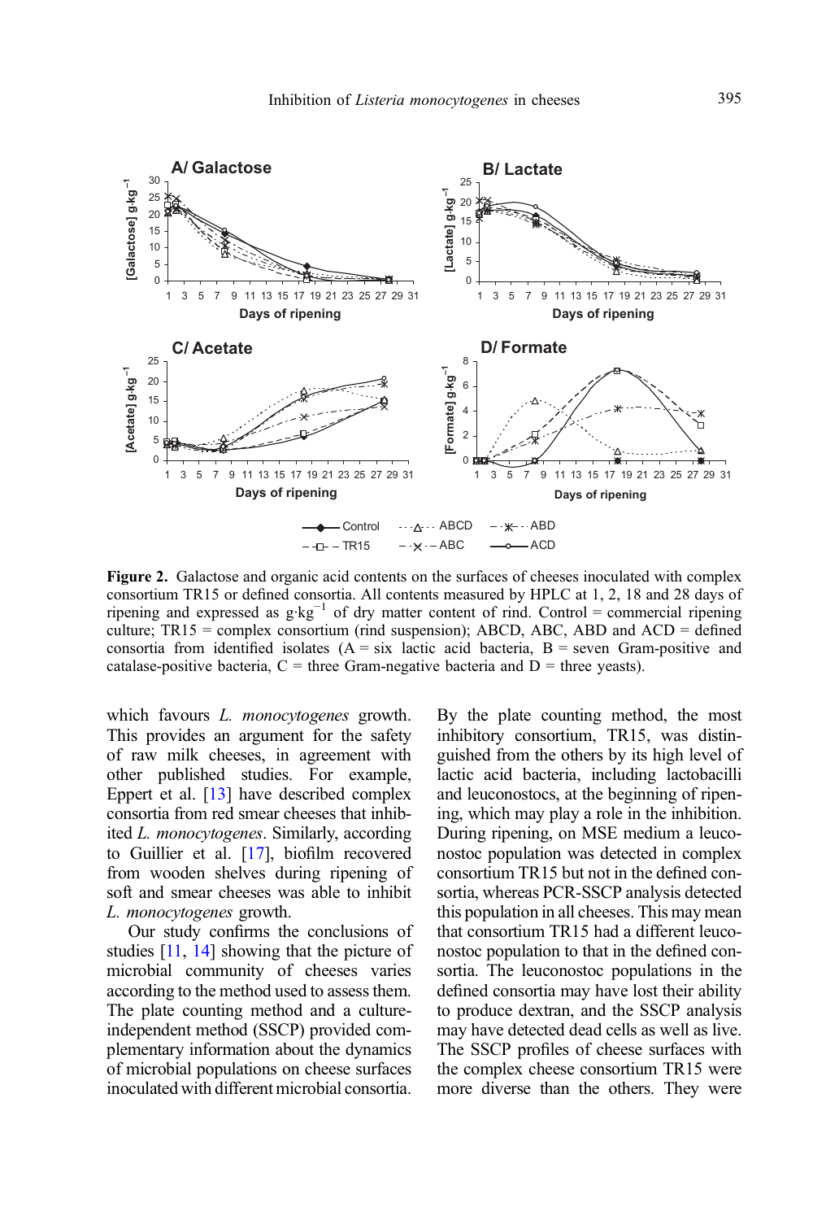**Figure 2.** Galactose and organic acid contents on the surfaces of cheeses inoculated with complex consortium TR15 or defined consortia. All contents measured by HPLC at 1, 2, 18 and 28 days of ripening and expressed as $g \cdot kg^{-1}$ of dry matter content of rind. Control = commercial ripening culture; TR15 = complex consortium (rind suspension); ABCD, ABC, ABD and ACD = defined consortia from identified isolates (A = six lactic acid bacteria, B = seven Gram-positive and catalase-positive bacteria, C = three Gram-negative bacteria and D = three yeasts).

which favours *L. monocytogenes* growth. This provides an argument for the safety of raw milk cheeses, in agreement with other published studies. For example, Eppert et al. [13] have described complex consortia from red smear cheeses that inhibited *L. monocytogenes*. Similarly, according to Guillier et al. [17], biofilm recovered from wooden shelves during ripening of soft and smear cheeses was able to inhibit *L. monocytogenes* growth.

Our study confirms the conclusions of studies [11, 14] showing that the picture of microbial community of cheeses varies according to the method used to assess them. The plate counting method and a culture-independent method (SSCP) provided complementary information about the dynamics of microbial populations on cheese surfaces inoculated with different microbial consortia. By the plate counting method, the most inhibitory consortium, TR15, was distinguished from the others by its high level of lactic acid bacteria, including lactobacilli and leuconostocs, at the beginning of ripening, which may play a role in the inhibition. During ripening, on MSE medium a leuconostoc population was detected in complex consortium TR15 but not in the defined consortia, whereas PCR-SSCP analysis detected this population in all cheeses. This may mean that consortium TR15 had a different leuconostoc population to that in the defined consortia. The leuconostoc populations in the defined consortia may have lost their ability to produce dextran, and the SSCP analysis may have detected dead cells as well as live. The SSCP profiles of cheese surfaces with the complex cheese consortium TR15 were more diverse than the others. They were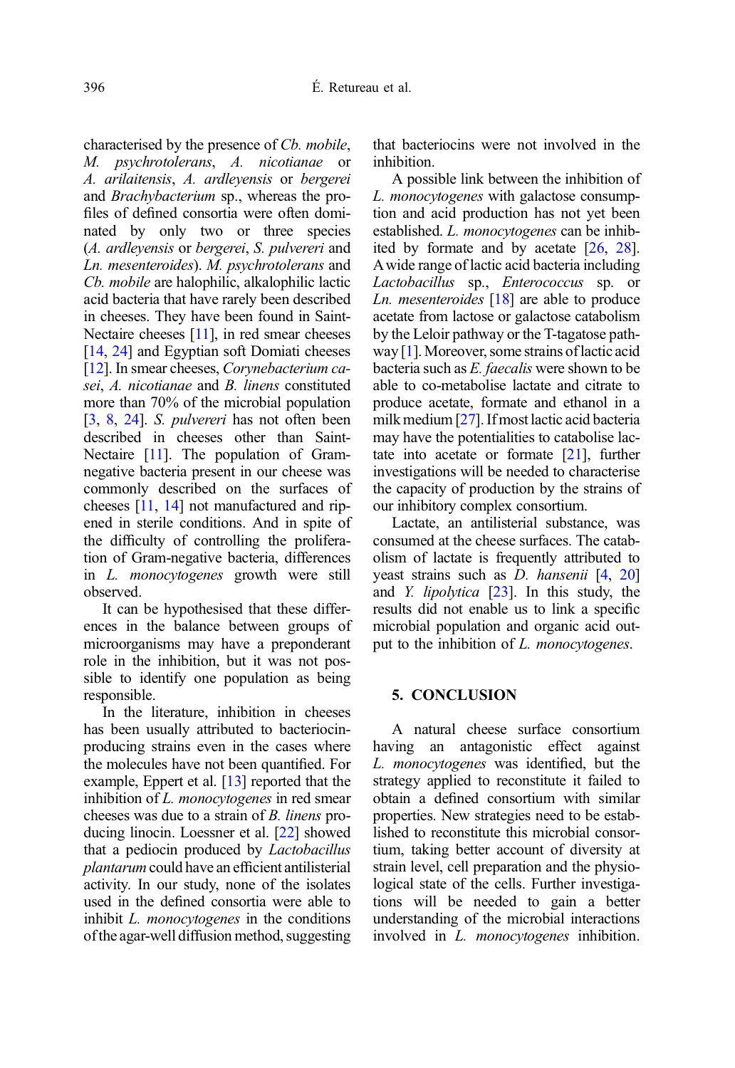characterised by the presence of *Cb. mobile*, *M. psychrotolerans*, *A. nicotianae* or *A. arilaitensis*, *A. ardleyensis* or *bergerei* and *Brachybacterium* sp., whereas the profiles of defined consortia were often dominated by only two or three species (*A. ardleyensis* or *bergerei*, *S. pulvereri* and *Ln. mesenteroides*). *M. psychrotolerans* and *Cb. mobile* are halophilic, alkalophilic lactic acid bacteria that have rarely been described in cheeses. They have been found in Saint-Nectaire cheeses [11], in red smear cheeses [14, 24] and Egyptian soft Domiati cheeses [12]. In smear cheeses, *Corynebacterium casei*, *A. nicotianae* and *B. linens* constituted more than 70% of the microbial population [3, 8, 24]. *S. pulvereri* has not often been described in cheeses other than Saint-Nectaire [11]. The population of Gram-negative bacteria present in our cheese was commonly described on the surfaces of cheeses [11, 14] not manufactured and ripened in sterile conditions. And in spite of the difficulty of controlling the proliferation of Gram-negative bacteria, differences in *L. monocytogenes* growth were still observed.

It can be hypothesised that these differences in the balance between groups of microorganisms may have a preponderant role in the inhibition, but it was not possible to identify one population as being responsible.

In the literature, inhibition in cheeses has been usually attributed to bacteriocin-producing strains even in the cases where the molecules have not been quantified. For example, Eppert et al. [13] reported that the inhibition of *L. monocytogenes* in red smear cheeses was due to a strain of *B. linens* producing linocin. Loessner et al. [22] showed that a pediocin produced by *Lactobacillus plantarum* could have an efficient antilisterial activity. In our study, none of the isolates used in the defined consortia were able to inhibit *L. monocytogenes* in the conditions of the agar-well diffusion method, suggesting that bacteriocins were not involved in the inhibition.

A possible link between the inhibition of *L. monocytogenes* with galactose consumption and acid production has not yet been established. *L. monocytogenes* can be inhibited by formate and by acetate [26, 28]. A wide range of lactic acid bacteria including *Lactobacillus* sp., *Enterococcus* sp. or *Ln. mesenteroides* [18] are able to produce acetate from lactose or galactose catabolism by the Leloir pathway or the T-tagatose pathway [1]. Moreover, some strains of lactic acid bacteria such as *E. faecalis* were shown to be able to co-metabolise lactate and citrate to produce acetate, formate and ethanol in a milk medium [27]. If most lactic acid bacteria may have the potentialities to catabolise lactate into acetate or formate [21], further investigations will be needed to characterise the capacity of production by the strains of our inhibitory complex consortium.

Lactate, an antilisterial substance, was consumed at the cheese surfaces. The catabolism of lactate is frequently attributed to yeast strains such as *D. hansenii* [4, 20] and *Y. lipolytica* [23]. In this study, the results did not enable us to link a specific microbial population and organic acid output to the inhibition of *L. monocytogenes*.

## 5. CONCLUSION

A natural cheese surface consortium having an antagonistic effect against *L. monocytogenes* was identified, but the strategy applied to reconstitute it failed to obtain a defined consortium with similar properties. New strategies need to be established to reconstitute this microbial consortium, taking better account of diversity at strain level, cell preparation and the physiological state of the cells. Further investigations will be needed to gain a better understanding of the microbial interactions involved in *L. monocytogenes* inhibition.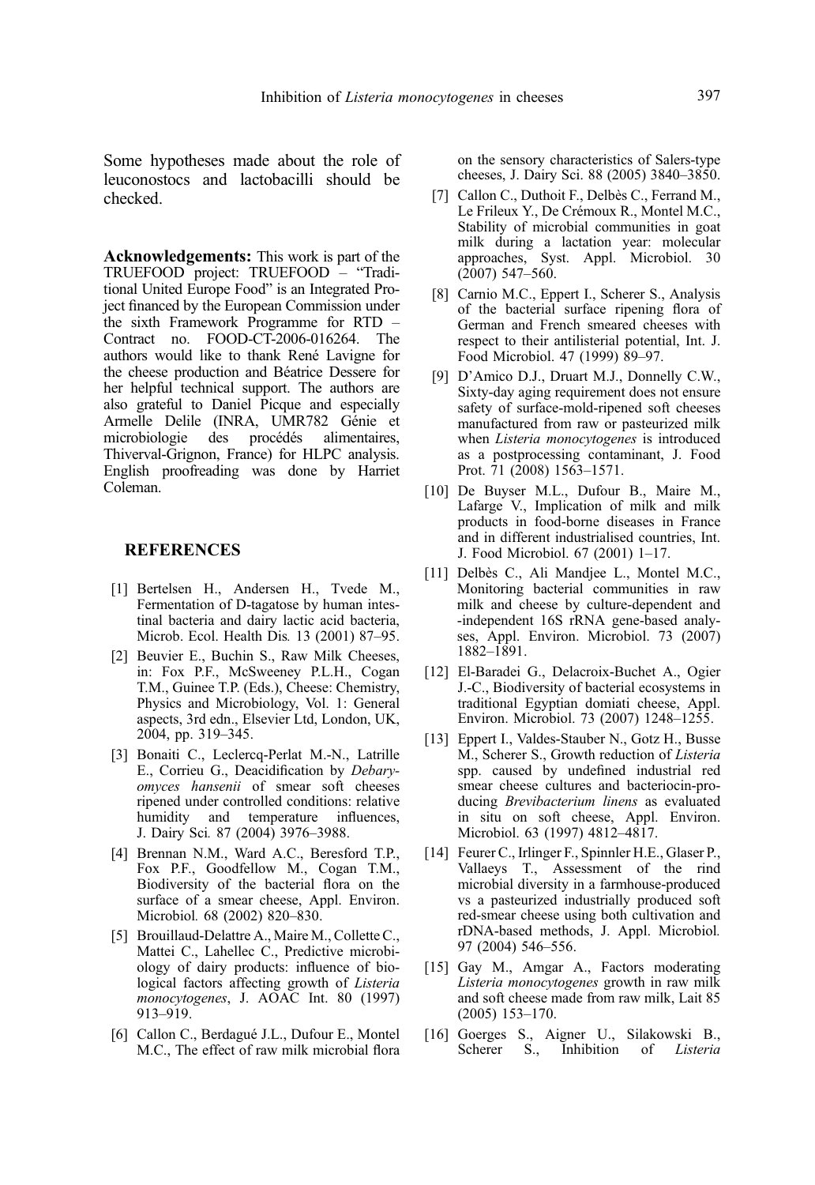Some hypotheses made about the role of leuconostocs and lactobacilli should be checked.

**Acknowledgements:** This work is part of the TRUEFOOD project: TRUEFOOD – "Traditional United Europe Food" is an Integrated Project financed by the European Commission under the sixth Framework Programme for RTD – Contract no. FOOD-CT-2006-016264. The authors would like to thank René Lavigne for the cheese production and Béatrice Dessere for her helpful technical support. The authors are also grateful to Daniel Picque and especially Armelle Delile (INRA, UMR782 Génie et microbiologie des procédés alimentaires, Thiverval-Grignon, France) for HLPC analysis. English proofreading was done by Harriet Coleman.

## REFERENCES

[1] Bertelsen H., Andersen H., Tvede M., Fermentation of D-tagatose by human intestinal bacteria and dairy lactic acid bacteria, Microb. Ecol. Health Dis. 13 (2001) 87–95.

[2] Beuvier E., Buchin S., Raw Milk Cheeses, in: Fox P.F., McSweeney P.L.H., Cogan T.M., Guinee T.P. (Eds.), Cheese: Chemistry, Physics and Microbiology, Vol. 1: General aspects, 3rd edn., Elsevier Ltd, London, UK, 2004, pp. 319–345.

[3] Bonaiti C., Leclercq-Perlat M.-N., Latrille E., Corrieu G., Deacidification by *Debaryomyces hansenii* of smear soft cheeses ripened under controlled conditions: relative humidity and temperature influences, J. Dairy Sci. 87 (2004) 3976–3988.

[4] Brennan N.M., Ward A.C., Beresford T.P., Fox P.F., Goodfellow M., Cogan T.M., Biodiversity of the bacterial flora on the surface of a smear cheese, Appl. Environ. Microbiol. 68 (2002) 820–830.

[5] Brouillaud-Delattre A., Maire M., Collette C., Mattei C., Lahellec C., Predictive microbiology of dairy products: influence of biological factors affecting growth of *Listeria monocytogenes*, J. AOAC Int. 80 (1997) 913–919.

[6] Callon C., Berdagué J.L., Dufour E., Montel M.C., The effect of raw milk microbial flora on the sensory characteristics of Salers-type cheeses, J. Dairy Sci. 88 (2005) 3840–3850.

[7] Callon C., Duthoit F., Delbès C., Ferrand M., Le Frileux Y., De Crémoux R., Montel M.C., Stability of microbial communities in goat milk during a lactation year: molecular approaches, Syst. Appl. Microbiol. 30 (2007) 547–560.

[8] Carnio M.C., Eppert I., Scherer S., Analysis of the bacterial surface ripening flora of German and French smeared cheeses with respect to their antilisterial potential, Int. J. Food Microbiol. 47 (1999) 89–97.

[9] D'Amico D.J., Druart M.J., Donnelly C.W., Sixty-day aging requirement does not ensure safety of surface-mold-ripened soft cheeses manufactured from raw or pasteurized milk when *Listeria monocytogenes* is introduced as a postprocessing contaminant, J. Food Prot. 71 (2008) 1563–1571.

[10] De Buyser M.L., Dufour B., Maire M., Lafarge V., Implication of milk and milk products in food-borne diseases in France and in different industrialised countries, Int. J. Food Microbiol. 67 (2001) 1–17.

[11] Delbès C., Ali Mandjee L., Montel M.C., Monitoring bacterial communities in raw milk and cheese by culture-dependent and -independent 16S rRNA gene-based analyses, Appl. Environ. Microbiol. 73 (2007) 1882–1891.

[12] El-Baradei G., Delacroix-Buchet A., Ogier J.-C., Biodiversity of bacterial ecosystems in traditional Egyptian domiati cheese, Appl. Environ. Microbiol. 73 (2007) 1248–1255.

[13] Eppert I., Valdes-Stauber N., Gotz H., Busse M., Scherer S., Growth reduction of *Listeria* spp. caused by undefined industrial red smear cheese cultures and bacteriocin-producing *Brevibacterium linens* as evaluated in situ on soft cheese, Appl. Environ. Microbiol. 63 (1997) 4812–4817.

[14] Feurer C., Irlinger F., Spinnler H.E., Glaser P., Vallaeys T., Assessment of the rind microbial diversity in a farmhouse-produced vs a pasteurized industrially produced soft red-smear cheese using both cultivation and rDNA-based methods, J. Appl. Microbiol. 97 (2004) 546–556.

[15] Gay M., Amgar A., Factors moderating *Listeria monocytogenes* growth in raw milk and soft cheese made from raw milk, Lait 85 (2005) 153–170.

[16] Goerges S., Aigner U., Silakowski B., Scherer S., Inhibition of *Listeria*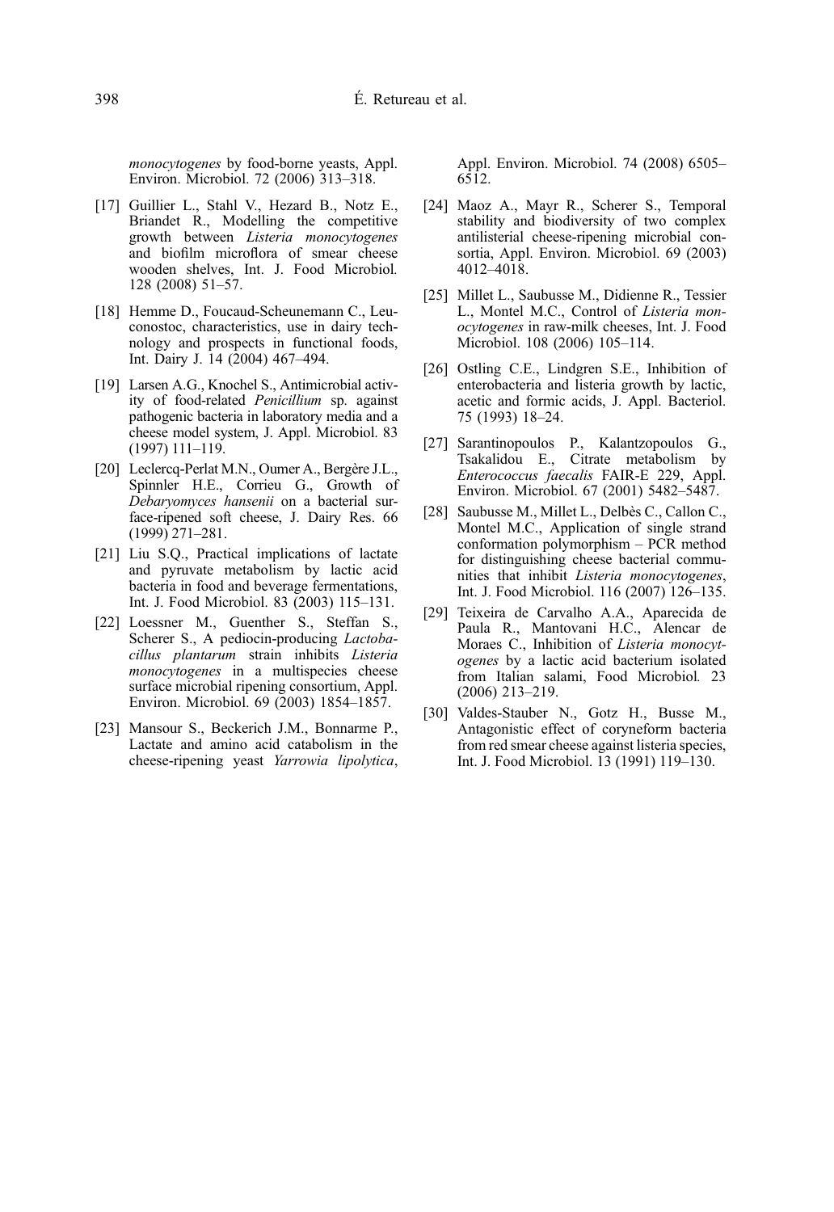*monocytogenes* by food-borne yeasts, Appl. Environ. Microbiol. 72 (2006) 313–318.

[17] Guillier L., Stahl V., Hezard B., Notz E., Briandet R., Modelling the competitive growth between *Listeria monocytogenes* and biofilm microflora of smear cheese wooden shelves, Int. J. Food Microbiol. 128 (2008) 51–57.

[18] Hemme D., Foucaud-Scheunemann C., Leuconostoc, characteristics, use in dairy technology and prospects in functional foods, Int. Dairy J. 14 (2004) 467–494.

[19] Larsen A.G., Knochel S., Antimicrobial activity of food-related *Penicillium* sp. against pathogenic bacteria in laboratory media and a cheese model system, J. Appl. Microbiol. 83 (1997) 111–119.

[20] Leclercq-Perlat M.N., Oumer A., Bergère J.L., Spinnler H.E., Corrieu G., Growth of *Debaryomyces hansenii* on a bacterial surface-ripened soft cheese, J. Dairy Res. 66 (1999) 271–281.

[21] Liu S.Q., Practical implications of lactate and pyruvate metabolism by lactic acid bacteria in food and beverage fermentations, Int. J. Food Microbiol. 83 (2003) 115–131.

[22] Loessner M., Guenther S., Steffan S., Scherer S., A pediocin-producing *Lactobacillus plantarum* strain inhibits *Listeria monocytogenes* in a multispecies cheese surface microbial ripening consortium, Appl. Environ. Microbiol. 69 (2003) 1854–1857.

[23] Mansour S., Beckerich J.M., Bonnarme P., Lactate and amino acid catabolism in the cheese-ripening yeast *Yarrowia lipolytica*, Appl. Environ. Microbiol. 74 (2008) 6505–6512.

[24] Maoz A., Mayr R., Scherer S., Temporal stability and biodiversity of two complex antilisterial cheese-ripening microbial consortia, Appl. Environ. Microbiol. 69 (2003) 4012–4018.

[25] Millet L., Saubusse M., Didienne R., Tessier L., Montel M.C., Control of *Listeria monocytogenes* in raw-milk cheeses, Int. J. Food Microbiol. 108 (2006) 105–114.

[26] Ostling C.E., Lindgren S.E., Inhibition of enterobacteria and listeria growth by lactic, acetic and formic acids, J. Appl. Bacteriol. 75 (1993) 18–24.

[27] Sarantinopoulos P., Kalantzopoulos G., Tsakalidou E., Citrate metabolism by *Enterococcus faecalis* FAIR-E 229, Appl. Environ. Microbiol. 67 (2001) 5482–5487.

[28] Saubusse M., Millet L., Delbès C., Callon C., Montel M.C., Application of single strand conformation polymorphism – PCR method for distinguishing cheese bacterial communities that inhibit *Listeria monocytogenes*, Int. J. Food Microbiol. 116 (2007) 126–135.

[29] Teixeira de Carvalho A.A., Aparecida de Paula R., Mantovani H.C., Alencar de Moraes C., Inhibition of *Listeria monocytogenes* by a lactic acid bacterium isolated from Italian salami, Food Microbiol. 23 (2006) 213–219.

[30] Valdes-Stauber N., Gotz H., Busse M., Antagonistic effect of coryneform bacteria from red smear cheese against listeria species, Int. J. Food Microbiol. 13 (1991) 119–130.